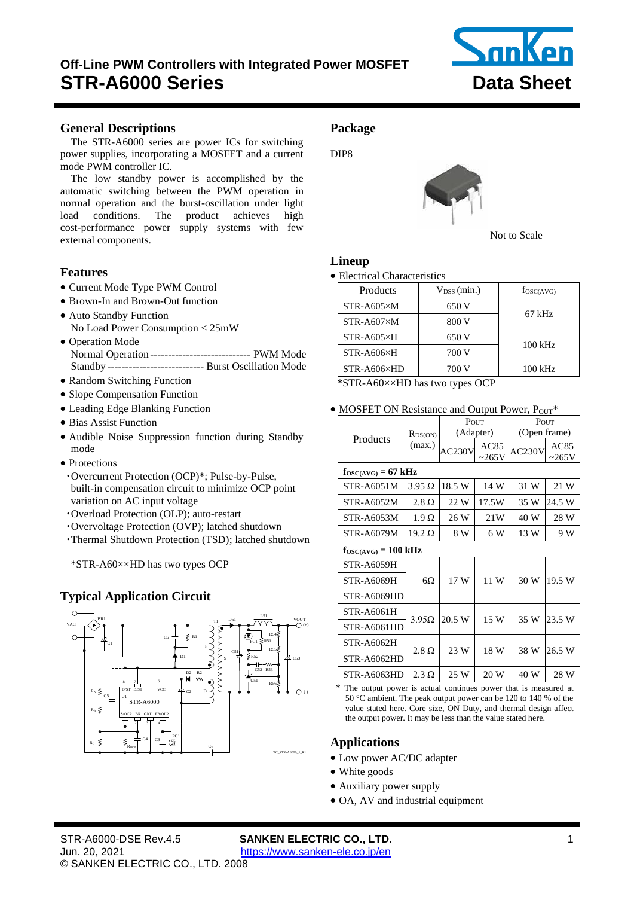# Off-Line PWM Controllers with Integrated Power MOSFET
# STR-A6000 Series

**Data Sheet**

## General Descriptions

The STR-A6000 series are power ICs for switching power supplies, incorporating a MOSFET and a current mode PWM controller IC.

The low standby power is accomplished by the automatic switching between the PWM operation in normal operation and the burst-oscillation under light load conditions. The product achieves high cost-performance power supply systems with few external components.

## Features

- Current Mode Type PWM Control
- Brown-In and Brown-Out function
- Auto Standby Function
  No Load Power Consumption < 25mW
- Operation Mode
  Normal Operation ---------------------------- PWM Mode
  Standby --------------------------- Burst Oscillation Mode
- Random Switching Function
- Slope Compensation Function
- Leading Edge Blanking Function
- Bias Assist Function
- Audible Noise Suppression function during Standby mode
- Protections
  - ・Overcurrent Protection (OCP)*; Pulse-by-Pulse, built-in compensation circuit to minimize OCP point variation on AC input voltage
  - ・Overload Protection (OLP); auto-restart
  - ・Overvoltage Protection (OVP); latched shutdown
  - ・Thermal Shutdown Protection (TSD); latched shutdown

*STR-A60××HD has two types OCP

## Typical Application Circuit

TC_STR-A6000_1_R1

## Package

DIP8

Not to Scale

## Lineup

- Electrical Characteristics

| Products | $V_{DSS}$ (min.) | $f_{OSC(AVG)}$ |
|---|---|---|
| STR-A605×M | 650 V | 67 kHz |
| STR-A607×M | 800 V | |
| STR-A605×H | 650 V | 100 kHz |
| STR-A606×H | 700 V | |
| STR-A606×HD | 700 V | 100 kHz |

*STR-A60××HD has two types OCP

- MOSFET ON Resistance and Output Power, $P_{OUT}$*

| Products | $R_{DS(ON)}$ (max.) | $P_{OUT}$ (Adapter) | | $P_{OUT}$ (Open frame) | |
|---|---|---|---|---|---|
| | | AC230V | AC85 ~265V | AC230V | AC85 ~265V |
| **$f_{OSC(AVG)}$ = 67 kHz** | | | | | |
| STR-A6051M | 3.95 Ω | 18.5 W | 14 W | 31 W | 21 W |
| STR-A6052M | 2.8 Ω | 22 W | 17.5W | 35 W | 24.5 W |
| STR-A6053M | 1.9 Ω | 26 W | 21W | 40 W | 28 W |
| STR-A6079M | 19.2 Ω | 8 W | 6 W | 13 W | 9 W |
| **$f_{OSC(AVG)}$ = 100 kHz** | | | | | |
| STR-A6059H | 6Ω | 17 W | 11 W | 30 W | 19.5 W |
| STR-A6069H | | | | | |
| STR-A6069HD | | | | | |
| STR-A6061H | 3.95Ω | 20.5 W | 15 W | 35 W | 23.5 W |
| STR-A6061HD | | | | | |
| STR-A6062H | 2.8 Ω | 23 W | 18 W | 38 W | 26.5 W |
| STR-A6062HD | | | | | |
| STR-A6063HD | 2.3 Ω | 25 W | 20 W | 40 W | 28 W |

\* The output power is actual continues power that is measured at 50 °C ambient. The peak output power can be 120 to 140 % of the value stated here. Core size, ON Duty, and thermal design affect the output power. It may be less than the value stated here.

## Applications

- Low power AC/DC adapter
- White goods
- Auxiliary power supply
- OA, AV and industrial equipment

STR-A6000-DSE Rev.4.5
Jun. 20, 2021
SANKEN ELECTRIC CO., LTD.
https://www.sanken-ele.co.jp/en
© SANKEN ELECTRIC CO., LTD. 2008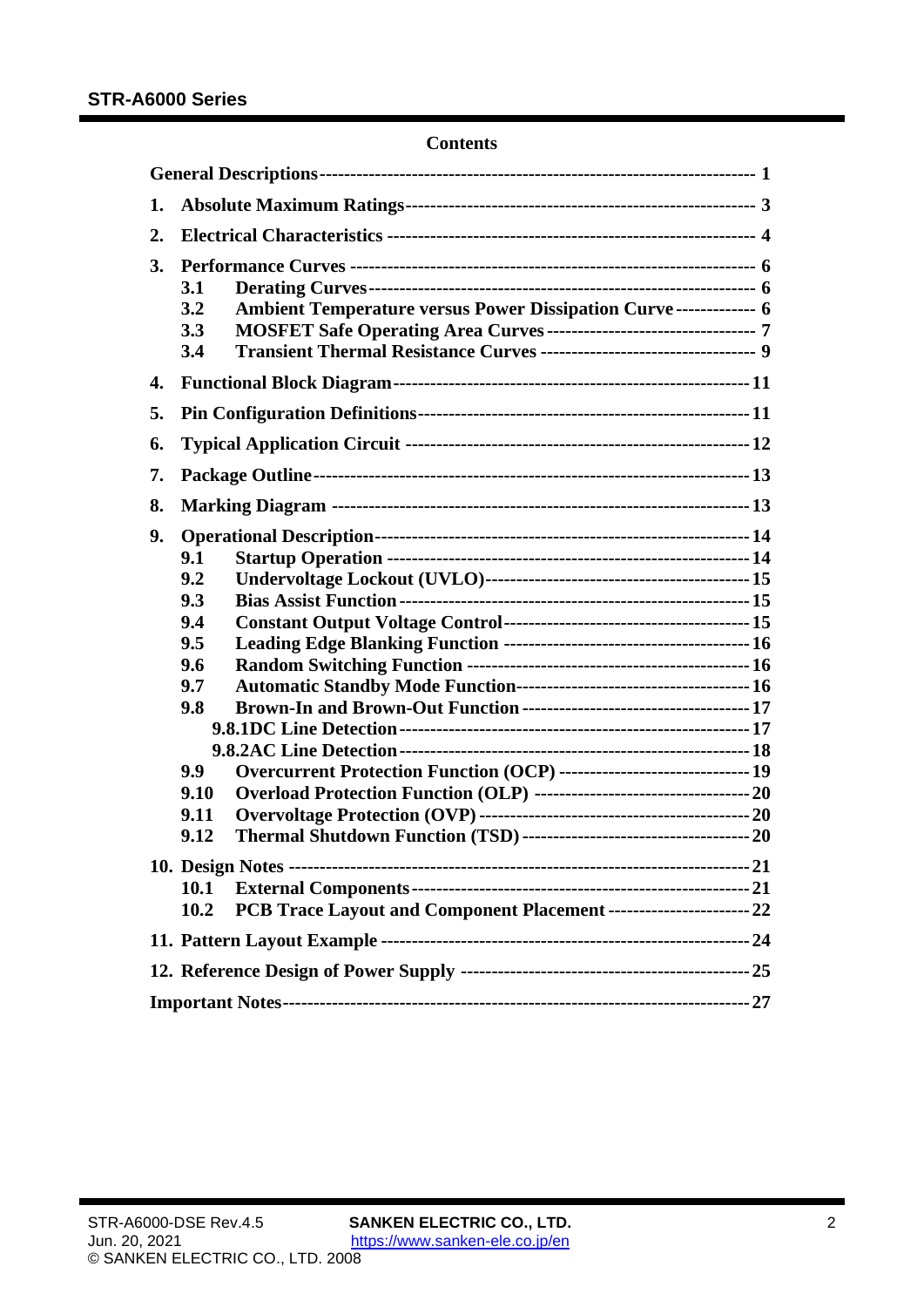## Contents

General Descriptions ........ 1

1. Absolute Maximum Ratings ........ 3
2. Electrical Characteristics ........ 4
3. Performance Curves ........ 6
   - 3.1 Derating Curves ........ 6
   - 3.2 Ambient Temperature versus Power Dissipation Curve ........ 6
   - 3.3 MOSFET Safe Operating Area Curves ........ 7
   - 3.4 Transient Thermal Resistance Curves ........ 9
4. Functional Block Diagram ........ 11
5. Pin Configuration Definitions ........ 11
6. Typical Application Circuit ........ 12
7. Package Outline ........ 13
8. Marking Diagram ........ 13
9. Operational Description ........ 14
   - 9.1 Startup Operation ........ 14
   - 9.2 Undervoltage Lockout (UVLO) ........ 15
   - 9.3 Bias Assist Function ........ 15
   - 9.4 Constant Output Voltage Control ........ 15
   - 9.5 Leading Edge Blanking Function ........ 16
   - 9.6 Random Switching Function ........ 16
   - 9.7 Automatic Standby Mode Function ........ 16
   - 9.8 Brown-In and Brown-Out Function ........ 17
     - 9.8.1 DC Line Detection ........ 17
     - 9.8.2 AC Line Detection ........ 18
   - 9.9 Overcurrent Protection Function (OCP) ........ 19
   - 9.10 Overload Protection Function (OLP) ........ 20
   - 9.11 Overvoltage Protection (OVP) ........ 20
   - 9.12 Thermal Shutdown Function (TSD) ........ 20
10. Design Notes ........ 21
    - 10.1 External Components ........ 21
    - 10.2 PCB Trace Layout and Component Placement ........ 22
11. Pattern Layout Example ........ 24
12. Reference Design of Power Supply ........ 25

Important Notes ........ 27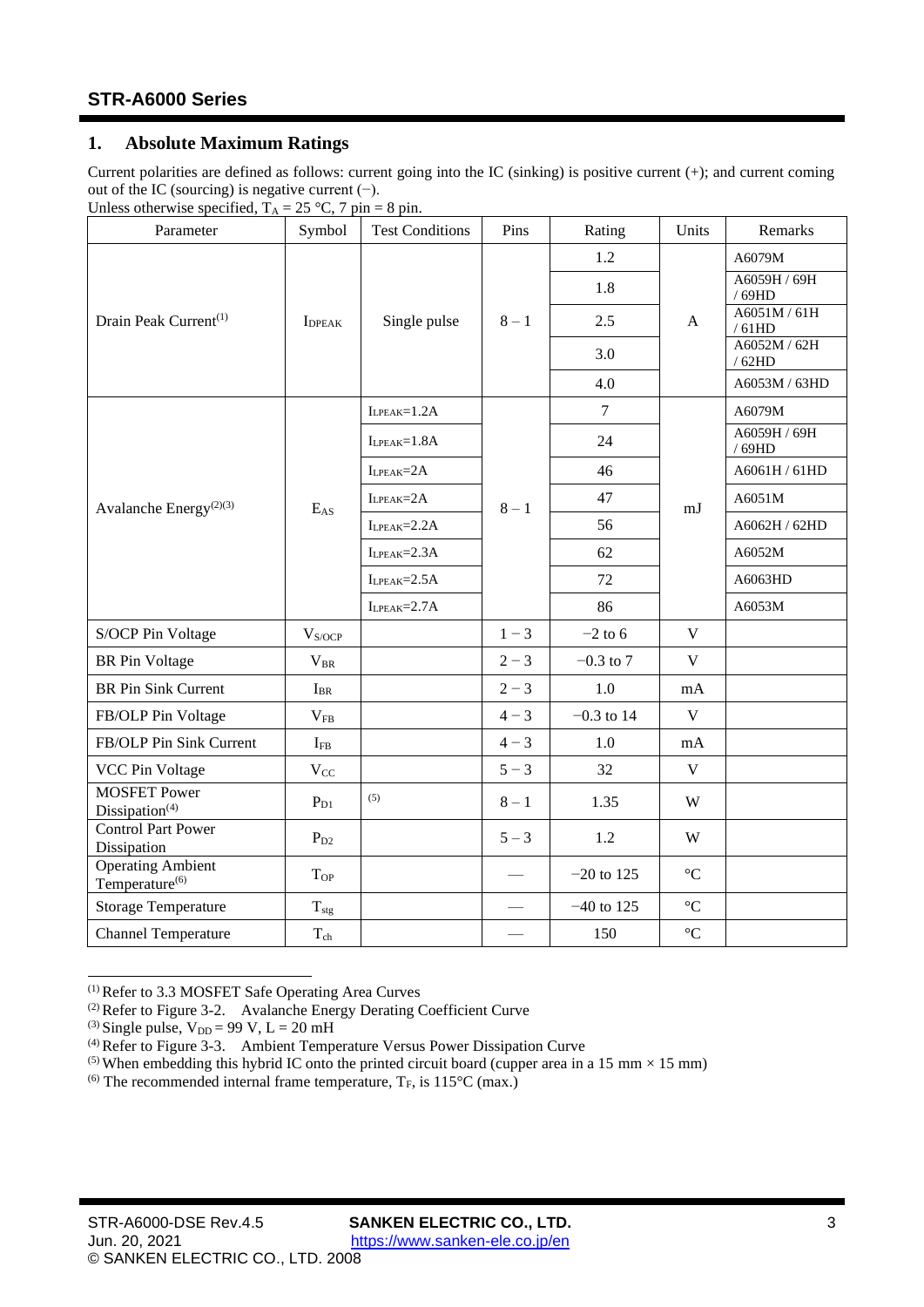## 1. Absolute Maximum Ratings

Current polarities are defined as follows: current going into the IC (sinking) is positive current (+); and current coming out of the IC (sourcing) is negative current (−).
Unless otherwise specified, $T_A$ = 25 °C, 7 pin = 8 pin.

| Parameter | Symbol | Test Conditions | Pins | Rating | Units | Remarks |
|---|---|---|---|---|---|---|
| Drain Peak Current[1] | $I_{DPEAK}$ | Single pulse | 8 − 1 | 1.2 | A | A6079M |
| | | | | 1.8 | | A6059H / 69H / 69HD |
| | | | | 2.5 | | A6051M / 61H / 61HD |
| | | | | 3.0 | | A6052M / 62H / 62HD |
| | | | | 4.0 | | A6053M / 63HD |
| Avalanche Energy[2][3] | $E_{AS}$ | $I_{LPEAK}$=1.2A | 8 − 1 | 7 | mJ | A6079M |
| | | $I_{LPEAK}$=1.8A | | 24 | | A6059H / 69H / 69HD |
| | | $I_{LPEAK}$=2A | | 46 | | A6061H / 61HD |
| | | $I_{LPEAK}$=2A | | 47 | | A6051M |
| | | $I_{LPEAK}$=2.2A | | 56 | | A6062H / 62HD |
| | | $I_{LPEAK}$=2.3A | | 62 | | A6052M |
| | | $I_{LPEAK}$=2.5A | | 72 | | A6063HD |
| | | $I_{LPEAK}$=2.7A | | 86 | | A6053M |
| S/OCP Pin Voltage | $V_{S/OCP}$ | | 1 − 3 | −2 to 6 | V | |
| BR Pin Voltage | $V_{BR}$ | | 2 − 3 | −0.3 to 7 | V | |
| BR Pin Sink Current | $I_{BR}$ | | 2 − 3 | 1.0 | mA | |
| FB/OLP Pin Voltage | $V_{FB}$ | | 4 − 3 | −0.3 to 14 | V | |
| FB/OLP Pin Sink Current | $I_{FB}$ | | 4 − 3 | 1.0 | mA | |
| VCC Pin Voltage | $V_{CC}$ | | 5 − 3 | 32 | V | |
| MOSFET Power Dissipation[4] | $P_{D1}$ | [5] | 8 − 1 | 1.35 | W | |
| Control Part Power Dissipation | $P_{D2}$ | | 5 − 3 | 1.2 | W | |
| Operating Ambient Temperature[6] | $T_{OP}$ | | — | −20 to 125 | °C | |
| Storage Temperature | $T_{stg}$ | | — | −40 to 125 | °C | |
| Channel Temperature | $T_{ch}$ | | — | 150 | °C | |

[1] Refer to 3.3 MOSFET Safe Operating Area Curves
[2] Refer to Figure 3-2. Avalanche Energy Derating Coefficient Curve
[3] Single pulse, $V_{DD}$ = 99 V, L = 20 mH
[4] Refer to Figure 3-3. Ambient Temperature Versus Power Dissipation Curve
[5] When embedding this hybrid IC onto the printed circuit board (cupper area in a 15 mm × 15 mm)
[6] The recommended internal frame temperature, $T_F$, is 115°C (max.)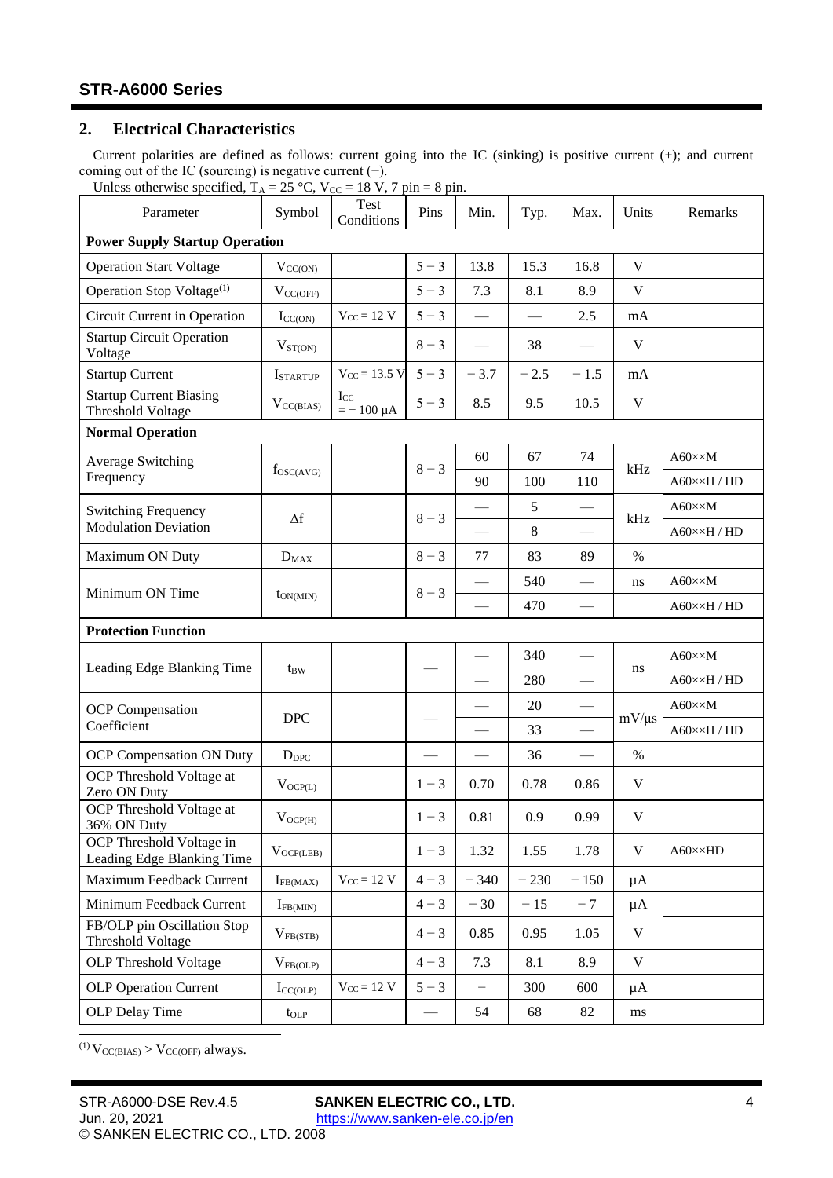## 2. Electrical Characteristics

Current polarities are defined as follows: current going into the IC (sinking) is positive current (+); and current coming out of the IC (sourcing) is negative current (−).

Unless otherwise specified, $T_A$ = 25 °C, $V_{CC}$ = 18 V, 7 pin = 8 pin.

| Parameter | Symbol | Test Conditions | Pins | Min. | Typ. | Max. | Units | Remarks |
|---|---|---|---|---|---|---|---|---|
| **Power Supply Startup Operation** | | | | | | | | |
| Operation Start Voltage | $V_{CC(ON)}$ | | 5 − 3 | 13.8 | 15.3 | 16.8 | V | |
| Operation Stop Voltage[1] | $V_{CC(OFF)}$ | | 5 − 3 | 7.3 | 8.1 | 8.9 | V | |
| Circuit Current in Operation | $I_{CC(ON)}$ | $V_{CC}$ = 12 V | 5 − 3 | — | — | 2.5 | mA | |
| Startup Circuit Operation Voltage | $V_{ST(ON)}$ | | 8 − 3 | — | 38 | — | V | |
| Startup Current | $I_{STARTUP}$ | $V_{CC}$ = 13.5 V | 5 − 3 | − 3.7 | − 2.5 | − 1.5 | mA | |
| Startup Current Biasing Threshold Voltage | $V_{CC(BIAS)}$ | $I_{CC}$ = − 100 µA | 5 − 3 | 8.5 | 9.5 | 10.5 | V | |
| **Normal Operation** | | | | | | | | |
| Average Switching Frequency | $f_{OSC(AVG)}$ | | 8 − 3 | 60 | 67 | 74 | kHz | A60××M |
| | | | | 90 | 100 | 110 | | A60××H / HD |
| Switching Frequency Modulation Deviation | Δf | | 8 − 3 | — | 5 | — | kHz | A60××M |
| | | | | — | 8 | — | | A60××H / HD |
| Maximum ON Duty | $D_{MAX}$ | | 8 − 3 | 77 | 83 | 89 | % | |
| Minimum ON Time | $t_{ON(MIN)}$ | | 8 − 3 | — | 540 | — | ns | A60××M |
| | | | | — | 470 | — | | A60××H / HD |
| **Protection Function** | | | | | | | | |
| Leading Edge Blanking Time | $t_{BW}$ | | — | — | 340 | — | ns | A60××M |
| | | | | — | 280 | — | | A60××H / HD |
| OCP Compensation Coefficient | DPC | | — | — | 20 | — | mV/µs | A60××M |
| | | | | — | 33 | — | | A60××H / HD |
| OCP Compensation ON Duty | $D_{DPC}$ | | — | — | 36 | — | % | |
| OCP Threshold Voltage at Zero ON Duty | $V_{OCP(L)}$ | | 1 − 3 | 0.70 | 0.78 | 0.86 | V | |
| OCP Threshold Voltage at 36% ON Duty | $V_{OCP(H)}$ | | 1 − 3 | 0.81 | 0.9 | 0.99 | V | |
| OCP Threshold Voltage in Leading Edge Blanking Time | $V_{OCP(LEB)}$ | | 1 − 3 | 1.32 | 1.55 | 1.78 | V | A60××HD |
| Maximum Feedback Current | $I_{FB(MAX)}$ | $V_{CC}$ = 12 V | 4 − 3 | − 340 | − 230 | − 150 | µA | |
| Minimum Feedback Current | $I_{FB(MIN)}$ | | 4 − 3 | − 30 | − 15 | − 7 | µA | |
| FB/OLP pin Oscillation Stop Threshold Voltage | $V_{FB(STB)}$ | | 4 − 3 | 0.85 | 0.95 | 1.05 | V | |
| OLP Threshold Voltage | $V_{FB(OLP)}$ | | 4 − 3 | 7.3 | 8.1 | 8.9 | V | |
| OLP Operation Current | $I_{CC(OLP)}$ | $V_{CC}$ = 12 V | 5 − 3 | − | 300 | 600 | µA | |
| OLP Delay Time | $t_{OLP}$ | | — | 54 | 68 | 82 | ms | |

[1] $V_{CC(BIAS)} > V_{CC(OFF)}$ always.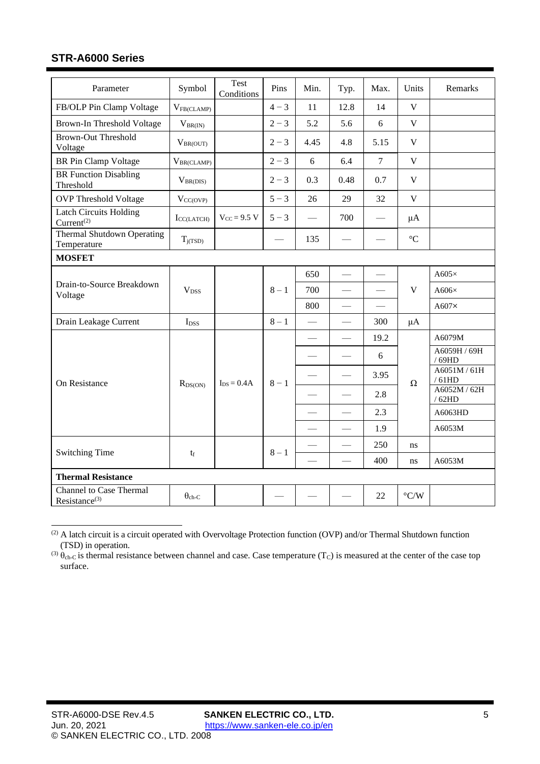| Parameter | Symbol | Test Conditions | Pins | Min. | Typ. | Max. | Units | Remarks |
|---|---|---|---|---|---|---|---|---|
| FB/OLP Pin Clamp Voltage | $V_{FB(CLAMP)}$ | | 4 − 3 | 11 | 12.8 | 14 | V | |
| Brown-In Threshold Voltage | $V_{BR(IN)}$ | | 2 − 3 | 5.2 | 5.6 | 6 | V | |
| Brown-Out Threshold Voltage | $V_{BR(OUT)}$ | | 2 − 3 | 4.45 | 4.8 | 5.15 | V | |
| BR Pin Clamp Voltage | $V_{BR(CLAMP)}$ | | 2 − 3 | 6 | 6.4 | 7 | V | |
| BR Function Disabling Threshold | $V_{BR(DIS)}$ | | 2 − 3 | 0.3 | 0.48 | 0.7 | V | |
| OVP Threshold Voltage | $V_{CC(OVP)}$ | | 5 − 3 | 26 | 29 | 32 | V | |
| Latch Circuits Holding Current[2] | $I_{CC(LATCH)}$ | $V_{CC}$ = 9.5 V | 5 − 3 | — | 700 | — | μA | |
| Thermal Shutdown Operating Temperature | $T_{j(TSD)}$ | | — | 135 | — | — | °C | |
| **MOSFET** | | | | | | | | |
| Drain-to-Source Breakdown Voltage | $V_{DSS}$ | | 8 − 1 | 650 | — | — | V | A605× |
| | | | | 700 | — | — | | A606× |
| | | | | 800 | — | — | | A607× |
| Drain Leakage Current | $I_{DSS}$ | | 8 − 1 | — | — | 300 | μA | |
| On Resistance | $R_{DS(ON)}$ | $I_{DS}$ = 0.4A | 8 − 1 | — | — | 19.2 | Ω | A6079M |
| | | | | — | — | 6 | | A6059H / 69H / 69HD |
| | | | | — | — | 3.95 | | A6051M / 61H / 61HD |
| | | | | — | — | 2.8 | | A6052M / 62H / 62HD |
| | | | | — | — | 2.3 | | A6063HD |
| | | | | — | — | 1.9 | | A6053M |
| Switching Time | $t_f$ | | 8 − 1 | — | — | 250 | ns | |
| | | | | — | — | 400 | ns | A6053M |
| **Thermal Resistance** | | | | | | | | |
| Channel to Case Thermal Resistance[3] | $\theta_{ch-C}$ | | — | — | — | 22 | °C/W | |

[2] A latch circuit is a circuit operated with Overvoltage Protection function (OVP) and/or Thermal Shutdown function (TSD) in operation.

[3] $\theta_{ch-C}$ is thermal resistance between channel and case. Case temperature ($T_C$) is measured at the center of the case top surface.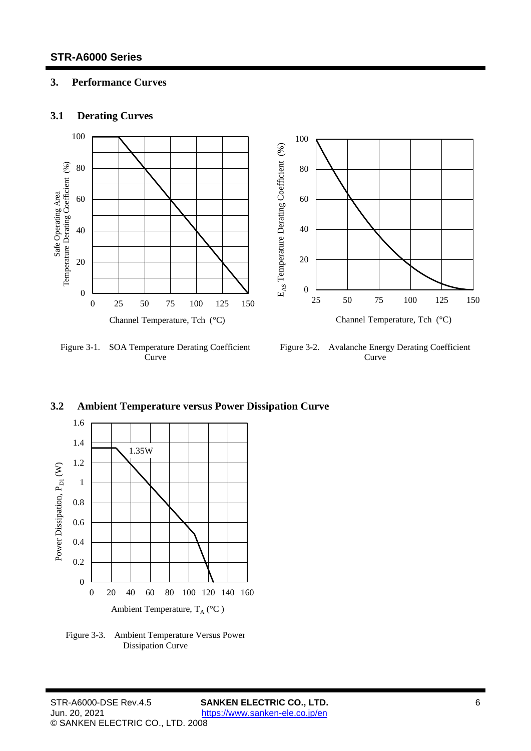## 3. Performance Curves

### 3.1 Derating Curves

Figure 3-1. SOA Temperature Derating Coefficient Curve

Figure 3-2. Avalanche Energy Derating Coefficient Curve

### 3.2 Ambient Temperature versus Power Dissipation Curve

Figure 3-3. Ambient Temperature Versus Power Dissipation Curve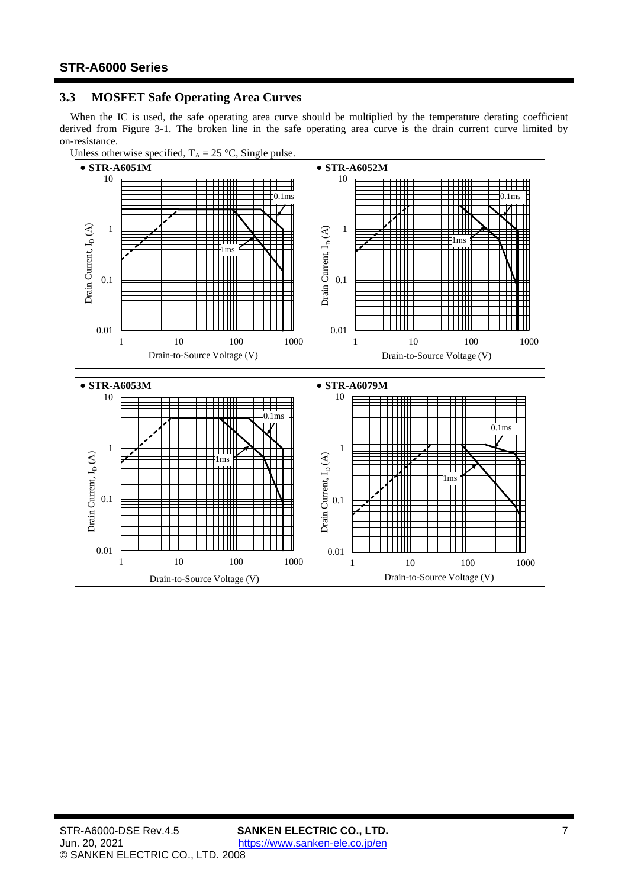### 3.3 MOSFET Safe Operating Area Curves

When the IC is used, the safe operating area curve should be multiplied by the temperature derating coefficient derived from Figure 3-1. The broken line in the safe operating area curve is the drain current curve limited by on-resistance.

Unless otherwise specified, $T_A$ = 25 °C, Single pulse.

- **STR-A6051M**

- **STR-A6052M**

- **STR-A6053M**

- **STR-A6079M**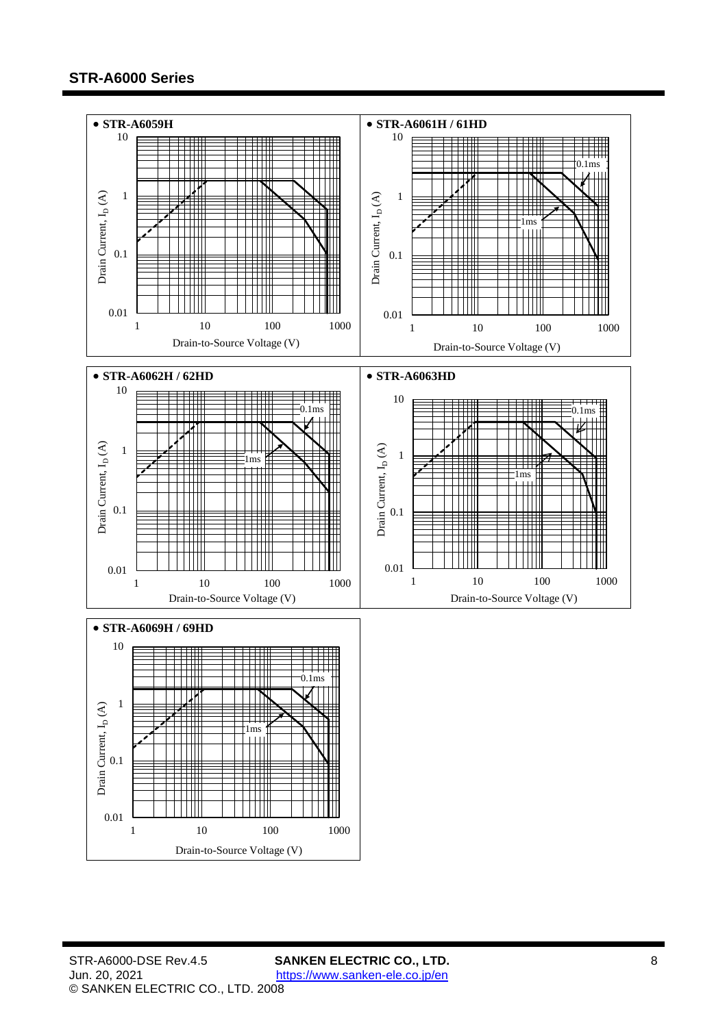- **STR-A6059H**

Drain Current, $I_D$ (A) — 10, 1, 0.1, 0.01

Drain-to-Source Voltage (V) — 1, 10, 100, 1000

- **STR-A6061H / 61HD**

Drain Current, $I_D$ (A) — 10, 1, 0.1, 0.01

Drain-to-Source Voltage (V) — 1, 10, 100, 1000

0.1ms

1ms

- **STR-A6062H / 62HD**

Drain Current, $I_D$ (A) — 10, 1, 0.1, 0.01

Drain-to-Source Voltage (V) — 1, 10, 100, 1000

0.1ms

1ms

- **STR-A6063HD**

Drain Current, $I_D$ (A) — 10, 1, 0.1, 0.01

Drain-to-Source Voltage (V) — 1, 10, 100, 1000

0.1ms

1ms

- **STR-A6069H / 69HD**

Drain Current, $I_D$ (A) — 10, 1, 0.1, 0.01

Drain-to-Source Voltage (V) — 1, 10, 100, 1000

0.1ms

1ms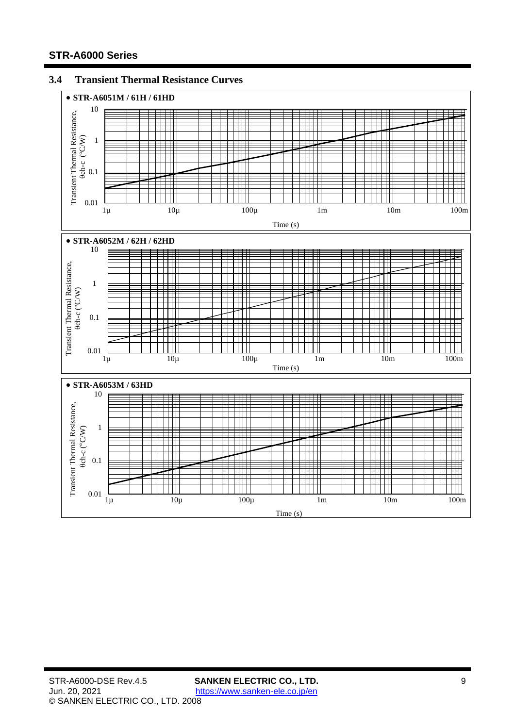## 3.4 Transient Thermal Resistance Curves

- **STR-A6051M / 61H / 61HD**

Transient Thermal Resistance, θch-c (°C/W)

10, 1, 0.1, 0.01

1µ, 10µ, 100µ, 1m, 10m, 100m

Time (s)

- **STR-A6052M / 62H / 62HD**

Transient Thermal Resistance, θch-c (°C/W)

10, 1, 0.1, 0.01

1µ, 10µ, 100µ, 1m, 10m, 100m

Time (s)

- **STR-A6053M / 63HD**

Transient Thermal Resistance, θch-c (°C/W)

10, 1, 0.1, 0.01

1µ, 10µ, 100µ, 1m, 10m, 100m

Time (s)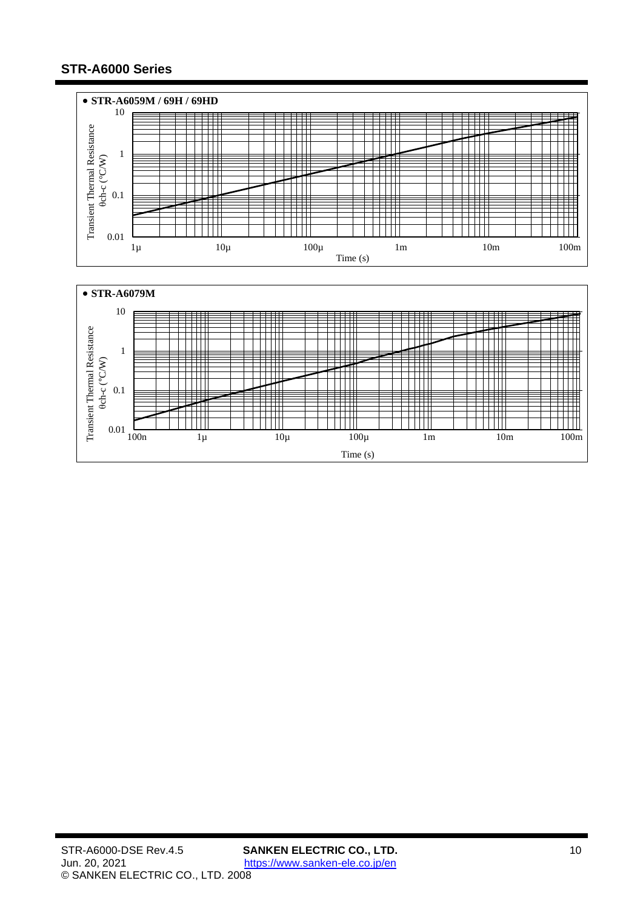- **STR-A6059M / 69H / 69HD**

Transient Thermal Resistance θch-c (°C/W)

10
1
0.1
0.01

1µ 10µ 100µ 1m 10m 100m

Time (s)

- **STR-A6079M**

Transient Thermal Resistance θch-c (°C/W)

10
1
0.1
0.01

100n 1µ 10µ 100µ 1m 10m 100m

Time (s)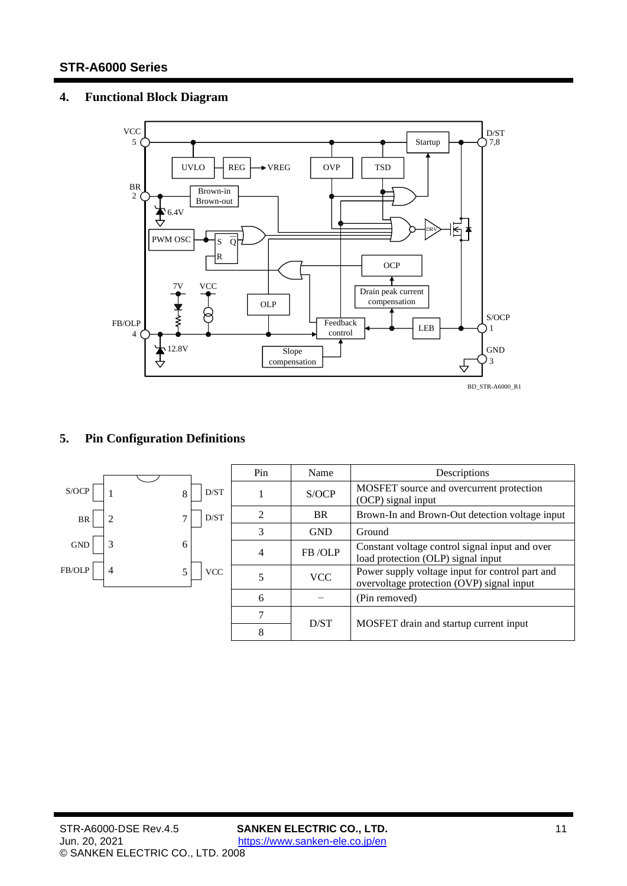## 4. Functional Block Diagram

BD_STR-A6000_R1

## 5. Pin Configuration Definitions

| Pin | Name | Descriptions |
|---|---|---|
| 1 | S/OCP | MOSFET source and overcurrent protection (OCP) signal input |
| 2 | BR | Brown-In and Brown-Out detection voltage input |
| 3 | GND | Ground |
| 4 | FB /OLP | Constant voltage control signal input and over load protection (OLP) signal input |
| 5 | VCC | Power supply voltage input for control part and overvoltage protection (OVP) signal input |
| 6 | − | (Pin removed) |
| 7 | D/ST | MOSFET drain and startup current input |
| 8 | | |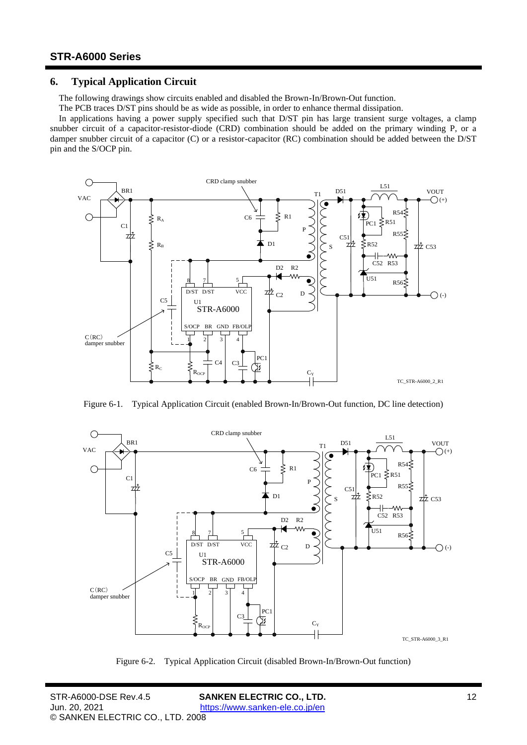## 6. Typical Application Circuit

The following drawings show circuits enabled and disabled the Brown-In/Brown-Out function.

The PCB traces D/ST pins should be as wide as possible, in order to enhance thermal dissipation.

In applications having a power supply specified such that D/ST pin has large transient surge voltages, a clamp snubber circuit of a capacitor-resistor-diode (CRD) combination should be added on the primary winding P, or a damper snubber circuit of a capacitor (C) or a resistor-capacitor (RC) combination should be added between the D/ST pin and the S/OCP pin.

Figure 6-1. Typical Application Circuit (enabled Brown-In/Brown-Out function, DC line detection)

Figure 6-2. Typical Application Circuit (disabled Brown-In/Brown-Out function)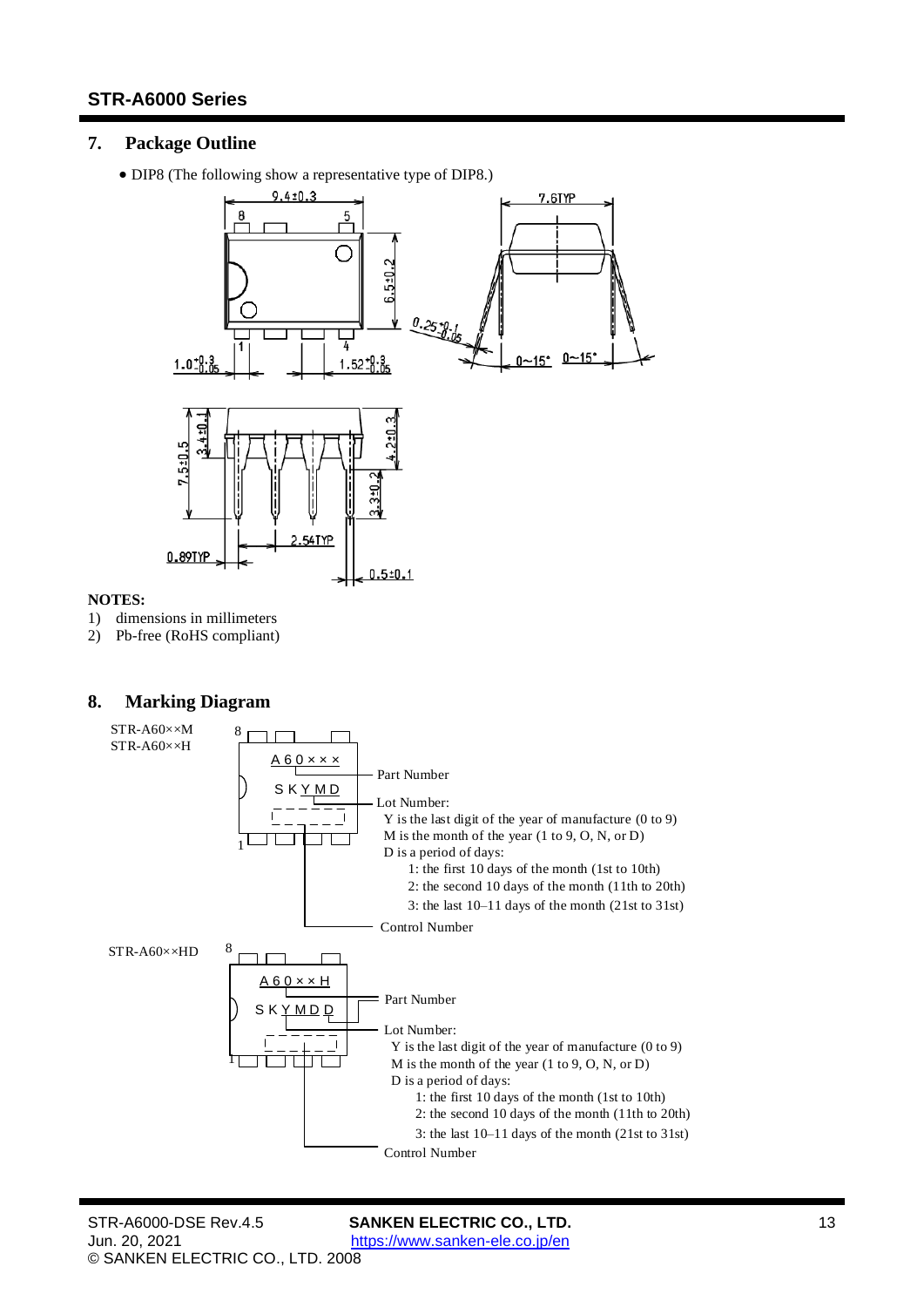## 7. Package Outline

- DIP8 (The following show a representative type of DIP8.)

**NOTES:**

1) dimensions in millimeters
2) Pb-free (RoHS compliant)

## 8. Marking Diagram

STR-A60××M
STR-A60××H

- A60××× — Part Number
- SKYMD — Lot Number:
  - Y is the last digit of the year of manufacture (0 to 9)
  - M is the month of the year (1 to 9, O, N, or D)
  - D is a period of days:
    - 1: the first 10 days of the month (1st to 10th)
    - 2: the second 10 days of the month (11th to 20th)
    - 3: the last 10–11 days of the month (21st to 31st)
- Control Number

STR-A60××HD

- A60××H — Part Number
- SKYMDD — Lot Number:
  - Y is the last digit of the year of manufacture (0 to 9)
  - M is the month of the year (1 to 9, O, N, or D)
  - D is a period of days:
    - 1: the first 10 days of the month (1st to 10th)
    - 2: the second 10 days of the month (11th to 20th)
    - 3: the last 10–11 days of the month (21st to 31st)
- Control Number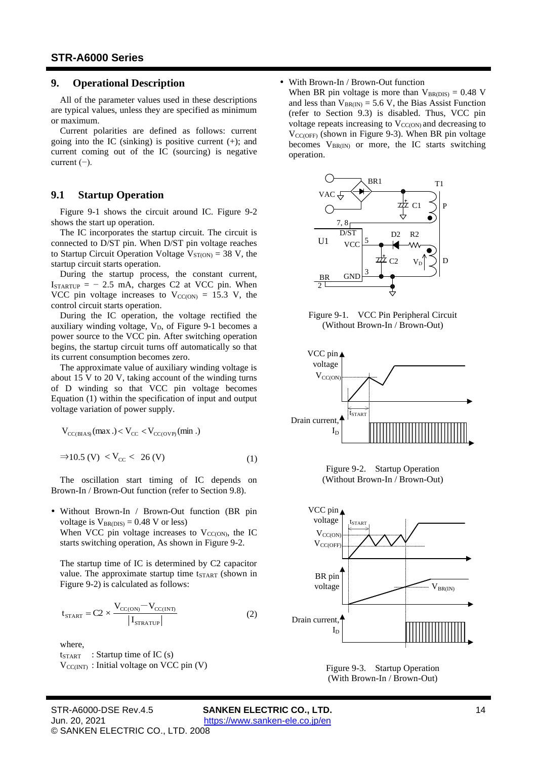## 9. Operational Description

All of the parameter values used in these descriptions are typical values, unless they are specified as minimum or maximum.

Current polarities are defined as follows: current going into the IC (sinking) is positive current (+); and current coming out of the IC (sourcing) is negative current (−).

### 9.1 Startup Operation

Figure 9-1 shows the circuit around IC. Figure 9-2 shows the start up operation.

The IC incorporates the startup circuit. The circuit is connected to D/ST pin. When D/ST pin voltage reaches to Startup Circuit Operation Voltage $V_{ST(ON)}$ = 38 V, the startup circuit starts operation.

During the startup process, the constant current, $I_{STARTUP}$ = − 2.5 mA, charges C2 at VCC pin. When VCC pin voltage increases to $V_{CC(ON)}$ = 15.3 V, the control circuit starts operation.

During the IC operation, the voltage rectified the auxiliary winding voltage, $V_D$, of Figure 9-1 becomes a power source to the VCC pin. After switching operation begins, the startup circuit turns off automatically so that its current consumption becomes zero.

The approximate value of auxiliary winding voltage is about 15 V to 20 V, taking account of the winding turns of D winding so that VCC pin voltage becomes Equation (1) within the specification of input and output voltage variation of power supply.

$$V_{CC(BIAS)}(\max.) < V_{CC} < V_{CC(OVP)}(\min.)$$

$$\Rightarrow 10.5\ (V) < V_{CC} < 26\ (V) \tag{1}$$

The oscillation start timing of IC depends on Brown-In / Brown-Out function (refer to Section 9.8).

- Without Brown-In / Brown-Out function (BR pin voltage is $V_{BR(DIS)}$ = 0.48 V or less)
  When VCC pin voltage increases to $V_{CC(ON)}$, the IC starts switching operation, As shown in Figure 9-2.

  The startup time of IC is determined by C2 capacitor value. The approximate startup time $t_{START}$ (shown in Figure 9-2) is calculated as follows:

$$t_{START} = C2 \times \frac{V_{CC(ON)} - V_{CC(INT)}}{\left| I_{STRATUP} \right|} \tag{2}$$

  where,
  $t_{START}$ : Startup time of IC (s)
  $V_{CC(INT)}$ : Initial voltage on VCC pin (V)

- With Brown-In / Brown-Out function
  When BR pin voltage is more than $V_{BR(DIS)}$ = 0.48 V and less than $V_{BR(IN)}$ = 5.6 V, the Bias Assist Function (refer to Section 9.3) is disabled. Thus, VCC pin voltage repeats increasing to $V_{CC(ON)}$ and decreasing to $V_{CC(OFF)}$ (shown in Figure 9-3). When BR pin voltage becomes $V_{BR(IN)}$ or more, the IC starts switching operation.

Figure 9-1. VCC Pin Peripheral Circuit (Without Brown-In / Brown-Out)

Figure 9-2. Startup Operation (Without Brown-In / Brown-Out)

Figure 9-3. Startup Operation (With Brown-In / Brown-Out)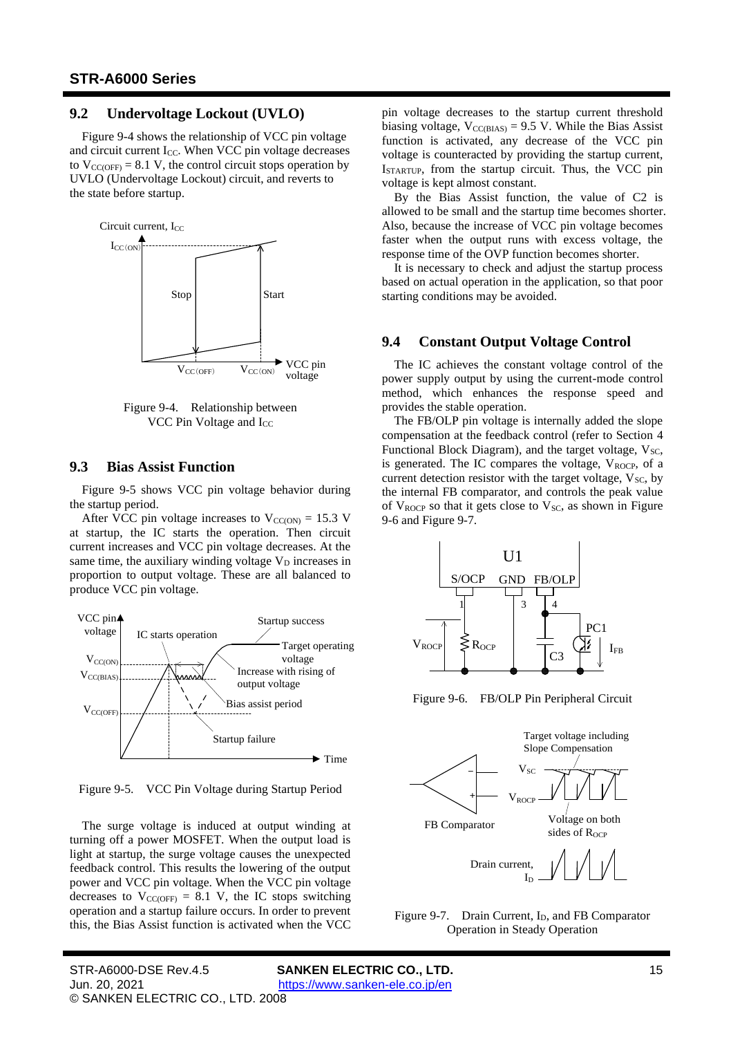## 9.2 Undervoltage Lockout (UVLO)

Figure 9-4 shows the relationship of VCC pin voltage and circuit current $I_{CC}$. When VCC pin voltage decreases to $V_{CC(OFF)}$ = 8.1 V, the control circuit stops operation by UVLO (Undervoltage Lockout) circuit, and reverts to the state before startup.

Figure 9-4. Relationship between VCC Pin Voltage and $I_{CC}$

## 9.3 Bias Assist Function

Figure 9-5 shows VCC pin voltage behavior during the startup period.

After VCC pin voltage increases to $V_{CC(ON)}$ = 15.3 V at startup, the IC starts the operation. Then circuit current increases and VCC pin voltage decreases. At the same time, the auxiliary winding voltage $V_D$ increases in proportion to output voltage. These are all balanced to produce VCC pin voltage.

Figure 9-5. VCC Pin Voltage during Startup Period

The surge voltage is induced at output winding at turning off a power MOSFET. When the output load is light at startup, the surge voltage causes the unexpected feedback control. This results the lowering of the output power and VCC pin voltage. When the VCC pin voltage decreases to $V_{CC(OFF)}$ = 8.1 V, the IC stops switching operation and a startup failure occurs. In order to prevent this, the Bias Assist function is activated when the VCC pin voltage decreases to the startup current threshold biasing voltage, $V_{CC(BIAS)}$ = 9.5 V. While the Bias Assist function is activated, any decrease of the VCC pin voltage is counteracted by providing the startup current, $I_{STARTUP}$, from the startup circuit. Thus, the VCC pin voltage is kept almost constant.

By the Bias Assist function, the value of C2 is allowed to be small and the startup time becomes shorter. Also, because the increase of VCC pin voltage becomes faster when the output runs with excess voltage, the response time of the OVP function becomes shorter.

It is necessary to check and adjust the startup process based on actual operation in the application, so that poor starting conditions may be avoided.

## 9.4 Constant Output Voltage Control

The IC achieves the constant voltage control of the power supply output by using the current-mode control method, which enhances the response speed and provides the stable operation.

The FB/OLP pin voltage is internally added the slope compensation at the feedback control (refer to Section 4 Functional Block Diagram), and the target voltage, $V_{SC}$, is generated. The IC compares the voltage, $V_{ROCP}$, of a current detection resistor with the target voltage, $V_{SC}$, by the internal FB comparator, and controls the peak value of $V_{ROCP}$ so that it gets close to $V_{SC}$, as shown in Figure 9-6 and Figure 9-7.

Figure 9-6. FB/OLP Pin Peripheral Circuit

Figure 9-7. Drain Current, $I_D$, and FB Comparator Operation in Steady Operation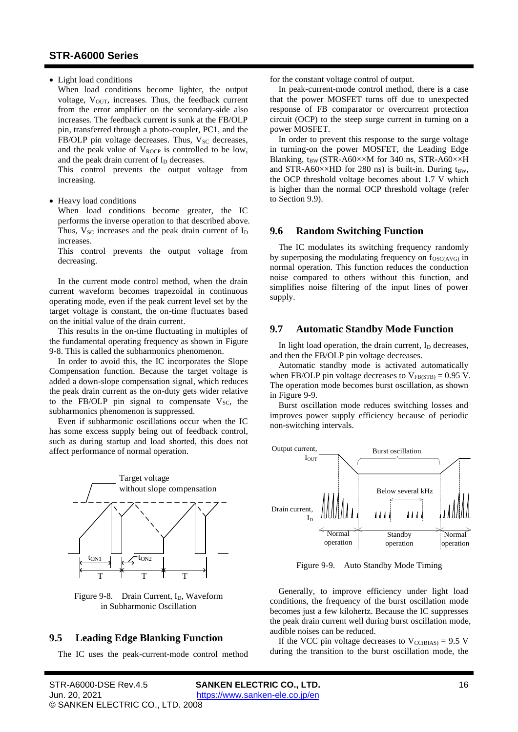- Light load conditions

  When load conditions become lighter, the output voltage, $V_{OUT}$, increases. Thus, the feedback current from the error amplifier on the secondary-side also increases. The feedback current is sunk at the FB/OLP pin, transferred through a photo-coupler, PC1, and the FB/OLP pin voltage decreases. Thus, $V_{SC}$ decreases, and the peak value of $V_{ROCP}$ is controlled to be low, and the peak drain current of $I_D$ decreases.

  This control prevents the output voltage from increasing.

- Heavy load conditions

  When load conditions become greater, the IC performs the inverse operation to that described above. Thus, $V_{SC}$ increases and the peak drain current of $I_D$ increases.

  This control prevents the output voltage from decreasing.

In the current mode control method, when the drain current waveform becomes trapezoidal in continuous operating mode, even if the peak current level set by the target voltage is constant, the on-time fluctuates based on the initial value of the drain current.

This results in the on-time fluctuating in multiples of the fundamental operating frequency as shown in Figure 9-8. This is called the subharmonics phenomenon.

In order to avoid this, the IC incorporates the Slope Compensation function. Because the target voltage is added a down-slope compensation signal, which reduces the peak drain current as the on-duty gets wider relative to the FB/OLP pin signal to compensate $V_{SC}$, the subharmonics phenomenon is suppressed.

Even if subharmonic oscillations occur when the IC has some excess supply being out of feedback control, such as during startup and load shorted, this does not affect performance of normal operation.

Figure 9-8. Drain Current, $I_D$, Waveform in Subharmonic Oscillation

## 9.5 Leading Edge Blanking Function

The IC uses the peak-current-mode control method for the constant voltage control of output.

In peak-current-mode control method, there is a case that the power MOSFET turns off due to unexpected response of FB comparator or overcurrent protection circuit (OCP) to the steep surge current in turning on a power MOSFET.

In order to prevent this response to the surge voltage in turning-on the power MOSFET, the Leading Edge Blanking, $t_{BW}$ (STR-A60××M for 340 ns, STR-A60××H and STR-A60××HD for 280 ns) is built-in. During $t_{BW}$, the OCP threshold voltage becomes about 1.7 V which is higher than the normal OCP threshold voltage (refer to Section 9.9).

## 9.6 Random Switching Function

The IC modulates its switching frequency randomly by superposing the modulating frequency on $f_{OSC(AVG)}$ in normal operation. This function reduces the conduction noise compared to others without this function, and simplifies noise filtering of the input lines of power supply.

## 9.7 Automatic Standby Mode Function

In light load operation, the drain current, $I_D$ decreases, and then the FB/OLP pin voltage decreases.

Automatic standby mode is activated automatically when FB/OLP pin voltage decreases to $V_{FB(STB)} = 0.95$ V. The operation mode becomes burst oscillation, as shown in Figure 9-9.

Burst oscillation mode reduces switching losses and improves power supply efficiency because of periodic non-switching intervals.

Figure 9-9. Auto Standby Mode Timing

Generally, to improve efficiency under light load conditions, the frequency of the burst oscillation mode becomes just a few kilohertz. Because the IC suppresses the peak drain current well during burst oscillation mode, audible noises can be reduced.

If the VCC pin voltage decreases to $V_{CC(BIAS)} = 9.5$ V during the transition to the burst oscillation mode, the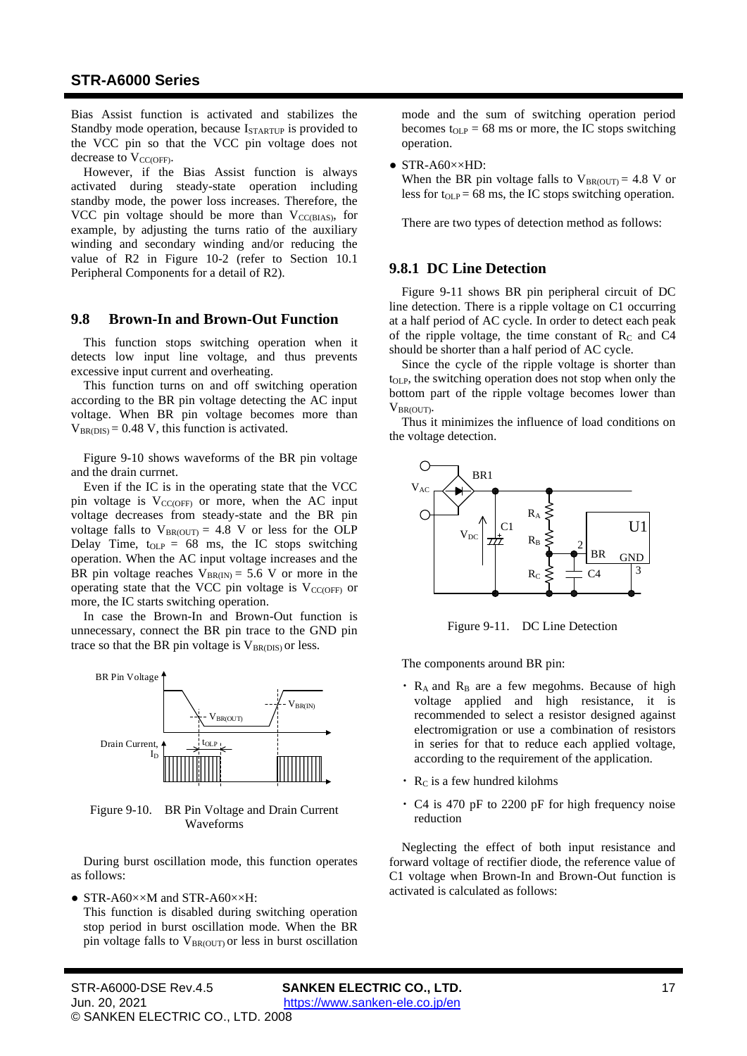Bias Assist function is activated and stabilizes the Standby mode operation, because $I_{STARTUP}$ is provided to the VCC pin so that the VCC pin voltage does not decrease to $V_{CC(OFF)}$.

However, if the Bias Assist function is always activated during steady-state operation including standby mode, the power loss increases. Therefore, the VCC pin voltage should be more than $V_{CC(BIAS)}$, for example, by adjusting the turns ratio of the auxiliary winding and secondary winding and/or reducing the value of R2 in Figure 10-2 (refer to Section 10.1 Peripheral Components for a detail of R2).

## 9.8 Brown-In and Brown-Out Function

This function stops switching operation when it detects low input line voltage, and thus prevents excessive input current and overheating.

This function turns on and off switching operation according to the BR pin voltage detecting the AC input voltage. When BR pin voltage becomes more than $V_{BR(DIS)}$ = 0.48 V, this function is activated.

Figure 9-10 shows waveforms of the BR pin voltage and the drain currnet.

Even if the IC is in the operating state that the VCC pin voltage is $V_{CC(OFF)}$ or more, when the AC input voltage decreases from steady-state and the BR pin voltage falls to $V_{BR(OUT)}$ = 4.8 V or less for the OLP Delay Time, $t_{OLP}$ = 68 ms, the IC stops switching operation. When the AC input voltage increases and the BR pin voltage reaches $V_{BR(IN)}$ = 5.6 V or more in the operating state that the VCC pin voltage is $V_{CC(OFF)}$ or more, the IC starts switching operation.

In case the Brown-In and Brown-Out function is unnecessary, connect the BR pin trace to the GND pin trace so that the BR pin voltage is $V_{BR(DIS)}$ or less.

Figure 9-10. BR Pin Voltage and Drain Current Waveforms

During burst oscillation mode, this function operates as follows:

- STR-A60××M and STR-A60××H:
  This function is disabled during switching operation stop period in burst oscillation mode. When the BR pin voltage falls to $V_{BR(OUT)}$ or less in burst oscillation mode and the sum of switching operation period becomes $t_{OLP}$ = 68 ms or more, the IC stops switching operation.
- STR-A60××HD:
  When the BR pin voltage falls to $V_{BR(OUT)}$ = 4.8 V or less for $t_{OLP}$ = 68 ms, the IC stops switching operation.

There are two types of detection method as follows:

### 9.8.1 DC Line Detection

Figure 9-11 shows BR pin peripheral circuit of DC line detection. There is a ripple voltage on C1 occurring at a half period of AC cycle. In order to detect each peak of the ripple voltage, the time constant of $R_C$ and C4 should be shorter than a half period of AC cycle.

Since the cycle of the ripple voltage is shorter than $t_{OLP}$, the switching operation does not stop when only the bottom part of the ripple voltage becomes lower than $V_{BR(OUT)}$.

Thus it minimizes the influence of load conditions on the voltage detection.

Figure 9-11. DC Line Detection

The components around BR pin:

- $R_A$ and $R_B$ are a few megohms. Because of high voltage applied and high resistance, it is recommended to select a resistor designed against electromigration or use a combination of resistors in series for that to reduce each applied voltage, according to the requirement of the application.
- $R_C$ is a few hundred kilohms
- C4 is 470 pF to 2200 pF for high frequency noise reduction

Neglecting the effect of both input resistance and forward voltage of rectifier diode, the reference value of C1 voltage when Brown-In and Brown-Out function is activated is calculated as follows: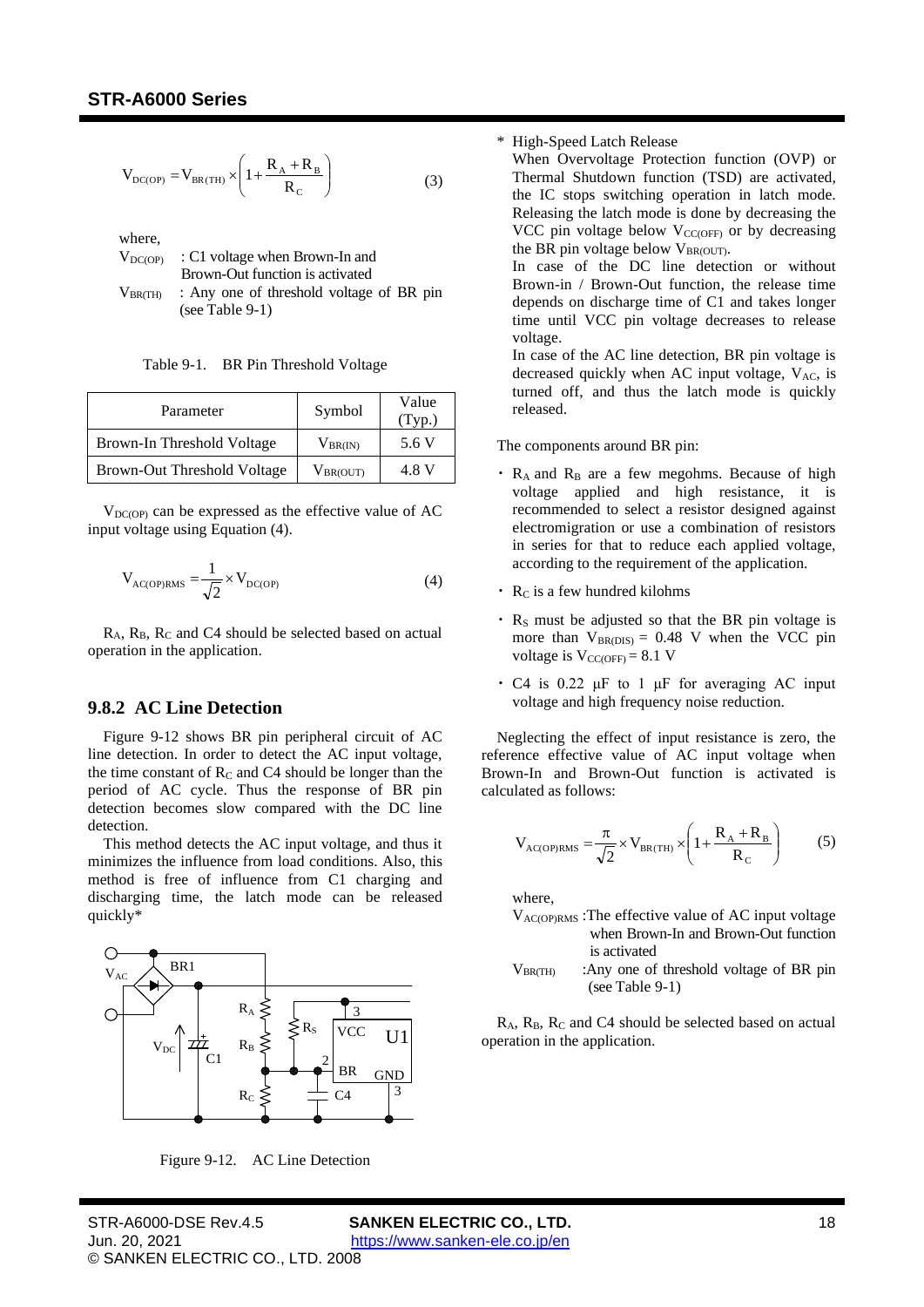$$V_{DC(OP)} = V_{BR(TH)} \times \left(1 + \frac{R_A + R_B}{R_C}\right) \qquad (3)$$

where,

$V_{DC(OP)}$ : C1 voltage when Brown-In and Brown-Out function is activated

$V_{BR(TH)}$ : Any one of threshold voltage of BR pin (see Table 9-1)

Table 9-1. BR Pin Threshold Voltage

| Parameter | Symbol | Value (Typ.) |
|---|---|---|
| Brown-In Threshold Voltage | $V_{BR(IN)}$ | 5.6 V |
| Brown-Out Threshold Voltage | $V_{BR(OUT)}$ | 4.8 V |

$V_{DC(OP)}$ can be expressed as the effective value of AC input voltage using Equation (4).

$$V_{AC(OP)RMS} = \frac{1}{\sqrt{2}} \times V_{DC(OP)} \qquad (4)$$

$R_A$, $R_B$, $R_C$ and C4 should be selected based on actual operation in the application.

### 9.8.2 AC Line Detection

Figure 9-12 shows BR pin peripheral circuit of AC line detection. In order to detect the AC input voltage, the time constant of $R_C$ and C4 should be longer than the period of AC cycle. Thus the response of BR pin detection becomes slow compared with the DC line detection.

This method detects the AC input voltage, and thus it minimizes the influence from load conditions. Also, this method is free of influence from C1 charging and discharging time, the latch mode can be released quickly*

Figure 9-12. AC Line Detection

\* High-Speed Latch Release

When Overvoltage Protection function (OVP) or Thermal Shutdown function (TSD) are activated, the IC stops switching operation in latch mode. Releasing the latch mode is done by decreasing the VCC pin voltage below $V_{CC(OFF)}$ or by decreasing the BR pin voltage below $V_{BR(OUT)}$.

In case of the DC line detection or without Brown-in / Brown-Out function, the release time depends on discharge time of C1 and takes longer time until VCC pin voltage decreases to release voltage.

In case of the AC line detection, BR pin voltage is decreased quickly when AC input voltage, $V_{AC}$, is turned off, and thus the latch mode is quickly released.

The components around BR pin:

- $R_A$ and $R_B$ are a few megohms. Because of high voltage applied and high resistance, it is recommended to select a resistor designed against electromigration or use a combination of resistors in series for that to reduce each applied voltage, according to the requirement of the application.
- $R_C$ is a few hundred kilohms
- $R_S$ must be adjusted so that the BR pin voltage is more than $V_{BR(DIS)}$ = 0.48 V when the VCC pin voltage is $V_{CC(OFF)}$ = 8.1 V
- C4 is 0.22 μF to 1 μF for averaging AC input voltage and high frequency noise reduction.

Neglecting the effect of input resistance is zero, the reference effective value of AC input voltage when Brown-In and Brown-Out function is activated is calculated as follows:

$$V_{AC(OP)RMS} = \frac{\pi}{\sqrt{2}} \times V_{BR(TH)} \times \left(1 + \frac{R_A + R_B}{R_C}\right) \qquad (5)$$

where,

$V_{AC(OP)RMS}$ : The effective value of AC input voltage when Brown-In and Brown-Out function is activated

$V_{BR(TH)}$ : Any one of threshold voltage of BR pin (see Table 9-1)

$R_A$, $R_B$, $R_C$ and C4 should be selected based on actual operation in the application.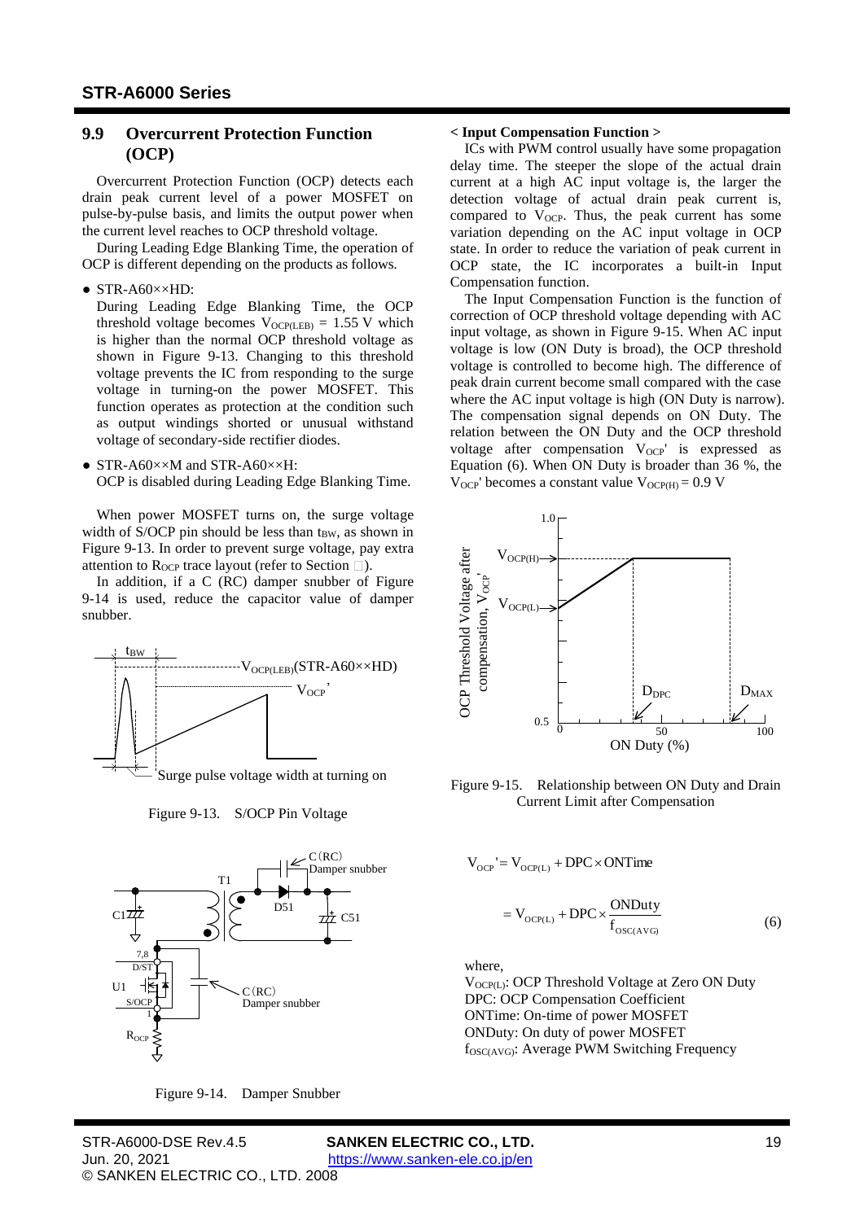## 9.9 Overcurrent Protection Function (OCP)

Overcurrent Protection Function (OCP) detects each drain peak current level of a power MOSFET on pulse-by-pulse basis, and limits the output power when the current level reaches to OCP threshold voltage.

During Leading Edge Blanking Time, the operation of OCP is different depending on the products as follows.

- STR-A60××HD:
  During Leading Edge Blanking Time, the OCP threshold voltage becomes $V_{OCP(LEB)}$ = 1.55 V which is higher than the normal OCP threshold voltage as shown in Figure 9-13. Changing to this threshold voltage prevents the IC from responding to the surge voltage in turning-on the power MOSFET. This function operates as protection at the condition such as output windings shorted or unusual withstand voltage of secondary-side rectifier diodes.
- STR-A60××M and STR-A60××H:
  OCP is disabled during Leading Edge Blanking Time.

When power MOSFET turns on, the surge voltage width of S/OCP pin should be less than $t_{BW}$, as shown in Figure 9-13. In order to prevent surge voltage, pay extra attention to $R_{OCP}$ trace layout (refer to Section □).

In addition, if a C (RC) damper snubber of Figure 9-14 is used, reduce the capacitor value of damper snubber.

Figure 9-13. S/OCP Pin Voltage

Figure 9-14. Damper Snubber

**< Input Compensation Function >**

ICs with PWM control usually have some propagation delay time. The steeper the slope of the actual drain current at a high AC input voltage is, the larger the detection voltage of actual drain peak current is, compared to $V_{OCP}$. Thus, the peak current has some variation depending on the AC input voltage in OCP state. In order to reduce the variation of peak current in OCP state, the IC incorporates a built-in Input Compensation function.

The Input Compensation Function is the function of correction of OCP threshold voltage depending with AC input voltage, as shown in Figure 9-15. When AC input voltage is low (ON Duty is broad), the OCP threshold voltage is controlled to become high. The difference of peak drain current become small compared with the case where the AC input voltage is high (ON Duty is narrow). The compensation signal depends on ON Duty. The relation between the ON Duty and the OCP threshold voltage after compensation $V_{OCP}'$ is expressed as Equation (6). When ON Duty is broader than 36 %, the $V_{OCP}'$ becomes a constant value $V_{OCP(H)}$ = 0.9 V

Figure 9-15. Relationship between ON Duty and Drain Current Limit after Compensation

$$V_{OCP}' = V_{OCP(L)} + DPC \times ONTime$$

$$= V_{OCP(L)} + DPC \times \frac{ONDuty}{f_{OSC(AVG)}} \tag{6}$$

where,

$V_{OCP(L)}$: OCP Threshold Voltage at Zero ON Duty
DPC: OCP Compensation Coefficient
ONTime: On-time of power MOSFET
ONDuty: On duty of power MOSFET
$f_{OSC(AVG)}$: Average PWM Switching Frequency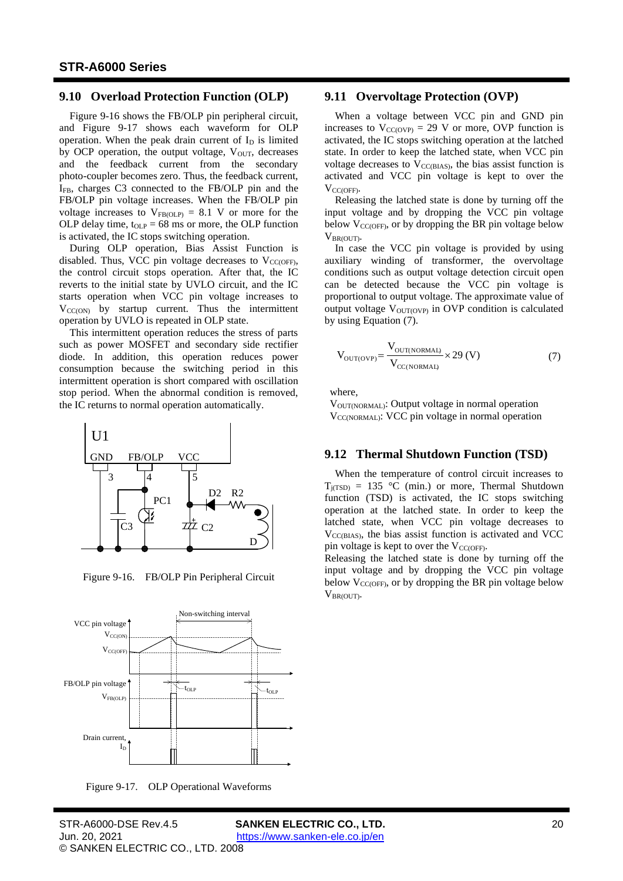## 9.10 Overload Protection Function (OLP)

Figure 9-16 shows the FB/OLP pin peripheral circuit, and Figure 9-17 shows each waveform for OLP operation. When the peak drain current of $I_D$ is limited by OCP operation, the output voltage, $V_{OUT}$, decreases and the feedback current from the secondary photo-coupler becomes zero. Thus, the feedback current, $I_{FB}$, charges C3 connected to the FB/OLP pin and the FB/OLP pin voltage increases. When the FB/OLP pin voltage increases to $V_{FB(OLP)}$ = 8.1 V or more for the OLP delay time, $t_{OLP}$ = 68 ms or more, the OLP function is activated, the IC stops switching operation.

During OLP operation, Bias Assist Function is disabled. Thus, VCC pin voltage decreases to $V_{CC(OFF)}$, the control circuit stops operation. After that, the IC reverts to the initial state by UVLO circuit, and the IC starts operation when VCC pin voltage increases to $V_{CC(ON)}$ by startup current. Thus the intermittent operation by UVLO is repeated in OLP state.

This intermittent operation reduces the stress of parts such as power MOSFET and secondary side rectifier diode. In addition, this operation reduces power consumption because the switching period in this intermittent operation is short compared with oscillation stop period. When the abnormal condition is removed, the IC returns to normal operation automatically.

Figure 9-16. FB/OLP Pin Peripheral Circuit

Figure 9-17. OLP Operational Waveforms

## 9.11 Overvoltage Protection (OVP)

When a voltage between VCC pin and GND pin increases to $V_{CC(OVP)}$ = 29 V or more, OVP function is activated, the IC stops switching operation at the latched state. In order to keep the latched state, when VCC pin voltage decreases to $V_{CC(BIAS)}$, the bias assist function is activated and VCC pin voltage is kept to over the $V_{CC(OFF)}$.

Releasing the latched state is done by turning off the input voltage and by dropping the VCC pin voltage below $V_{CC(OFF)}$, or by dropping the BR pin voltage below $V_{BR(OUT)}$.

In case the VCC pin voltage is provided by using auxiliary winding of transformer, the overvoltage conditions such as output voltage detection circuit open can be detected because the VCC pin voltage is proportional to output voltage. The approximate value of output voltage $V_{OUT(OVP)}$ in OVP condition is calculated by using Equation (7).

$$V_{OUT(OVP)} = \frac{V_{OUT(NORMAL)}}{V_{CC(NORMAL)}} \times 29\ (\mathrm{V}) \tag{7}$$

where,

$V_{OUT(NORMAL)}$: Output voltage in normal operation
$V_{CC(NORMAL)}$: VCC pin voltage in normal operation

## 9.12 Thermal Shutdown Function (TSD)

When the temperature of control circuit increases to $T_{j(TSD)}$ = 135 °C (min.) or more, Thermal Shutdown function (TSD) is activated, the IC stops switching operation at the latched state. In order to keep the latched state, when VCC pin voltage decreases to $V_{CC(BIAS)}$, the bias assist function is activated and VCC pin voltage is kept to over the $V_{CC(OFF)}$.

Releasing the latched state is done by turning off the input voltage and by dropping the VCC pin voltage below $V_{CC(OFF)}$, or by dropping the BR pin voltage below $V_{BR(OUT)}$.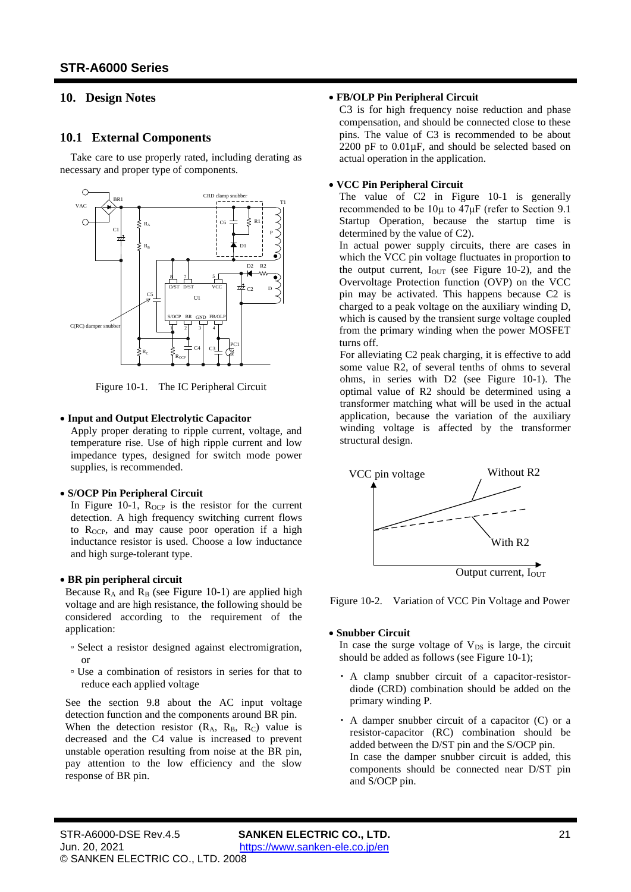## 10. Design Notes

### 10.1 External Components

Take care to use properly rated, including derating as necessary and proper type of components.

Figure 10-1. The IC Peripheral Circuit

- **Input and Output Electrolytic Capacitor**

  Apply proper derating to ripple current, voltage, and temperature rise. Use of high ripple current and low impedance types, designed for switch mode power supplies, is recommended.

- **S/OCP Pin Peripheral Circuit**

  In Figure 10-1, $R_{OCP}$ is the resistor for the current detection. A high frequency switching current flows to $R_{OCP}$, and may cause poor operation if a high inductance resistor is used. Choose a low inductance and high surge-tolerant type.

- **BR pin peripheral circuit**

  Because $R_A$ and $R_B$ (see Figure 10-1) are applied high voltage and are high resistance, the following should be considered according to the requirement of the application:

  - Select a resistor designed against electromigration, or
  - Use a combination of resistors in series for that to reduce each applied voltage

  See the section 9.8 about the AC input voltage detection function and the components around BR pin.
  When the detection resistor ($R_A$, $R_B$, $R_C$) value is decreased and the C4 value is increased to prevent unstable operation resulting from noise at the BR pin, pay attention to the low efficiency and the slow response of BR pin.

- **FB/OLP Pin Peripheral Circuit**

  C3 is for high frequency noise reduction and phase compensation, and should be connected close to these pins. The value of C3 is recommended to be about 2200 pF to 0.01µF, and should be selected based on actual operation in the application.

- **VCC Pin Peripheral Circuit**

  The value of C2 in Figure 10-1 is generally recommended to be 10µ to 47µF (refer to Section 9.1 Startup Operation, because the startup time is determined by the value of C2).
  In actual power supply circuits, there are cases in which the VCC pin voltage fluctuates in proportion to the output current, $I_{OUT}$ (see Figure 10-2), and the Overvoltage Protection function (OVP) on the VCC pin may be activated. This happens because C2 is charged to a peak voltage on the auxiliary winding D, which is caused by the transient surge voltage coupled from the primary winding when the power MOSFET turns off.
  For alleviating C2 peak charging, it is effective to add some value R2, of several tenths of ohms to several ohms, in series with D2 (see Figure 10-1). The optimal value of R2 should be determined using a transformer matching what will be used in the actual application, because the variation of the auxiliary winding voltage is affected by the transformer structural design.

Figure 10-2. Variation of VCC Pin Voltage and Power

- **Snubber Circuit**

  In case the surge voltage of $V_{DS}$ is large, the circuit should be added as follows (see Figure 10-1);

  - A clamp snubber circuit of a capacitor-resistor-diode (CRD) combination should be added on the primary winding P.
  - A damper snubber circuit of a capacitor (C) or a resistor-capacitor (RC) combination should be added between the D/ST pin and the S/OCP pin.
    In case the damper snubber circuit is added, this components should be connected near D/ST pin and S/OCP pin.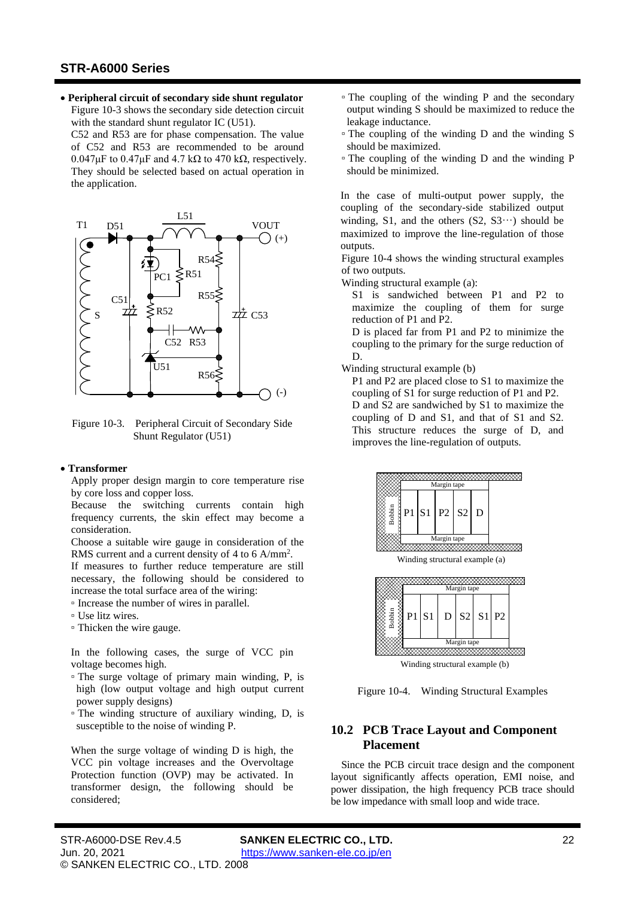- **Peripheral circuit of secondary side shunt regulator**

  Figure 10-3 shows the secondary side detection circuit with the standard shunt regulator IC (U51).

  C52 and R53 are for phase compensation. The value of C52 and R53 are recommended to be around 0.047μF to 0.47μF and 4.7 kΩ to 470 kΩ, respectively. They should be selected based on actual operation in the application.

Figure 10-3. Peripheral Circuit of Secondary Side Shunt Regulator (U51)

- **Transformer**

  Apply proper design margin to core temperature rise by core loss and copper loss.

  Because the switching currents contain high frequency currents, the skin effect may become a consideration.

  Choose a suitable wire gauge in consideration of the RMS current and a current density of 4 to 6 A/mm$^2$.

  If measures to further reduce temperature are still necessary, the following should be considered to increase the total surface area of the wiring:

  - Increase the number of wires in parallel.
  - Use litz wires.
  - Thicken the wire gauge.

  In the following cases, the surge of VCC pin voltage becomes high.

  - The surge voltage of primary main winding, P, is high (low output voltage and high output current power supply designs)
  - The winding structure of auxiliary winding, D, is susceptible to the noise of winding P.

  When the surge voltage of winding D is high, the VCC pin voltage increases and the Overvoltage Protection function (OVP) may be activated. In transformer design, the following should be considered;

  - The coupling of the winding P and the secondary output winding S should be maximized to reduce the leakage inductance.
  - The coupling of the winding D and the winding S should be maximized.
  - The coupling of the winding D and the winding P should be minimized.

  In the case of multi-output power supply, the coupling of the secondary-side stabilized output winding, S1, and the others (S2, S3···) should be maximized to improve the line-regulation of those outputs.

  Figure 10-4 shows the winding structural examples of two outputs.

  Winding structural example (a):

  S1 is sandwiched between P1 and P2 to maximize the coupling of them for surge reduction of P1 and P2.

  D is placed far from P1 and P2 to minimize the coupling to the primary for the surge reduction of D.

  Winding structural example (b)

  P1 and P2 are placed close to S1 to maximize the coupling of S1 for surge reduction of P1 and P2.

  D and S2 are sandwiched by S1 to maximize the coupling of D and S1, and that of S1 and S2. This structure reduces the surge of D, and improves the line-regulation of outputs.

Winding structural example (a)

Winding structural example (b)

Figure 10-4. Winding Structural Examples

## 10.2 PCB Trace Layout and Component Placement

Since the PCB circuit trace design and the component layout significantly affects operation, EMI noise, and power dissipation, the high frequency PCB trace should be low impedance with small loop and wide trace.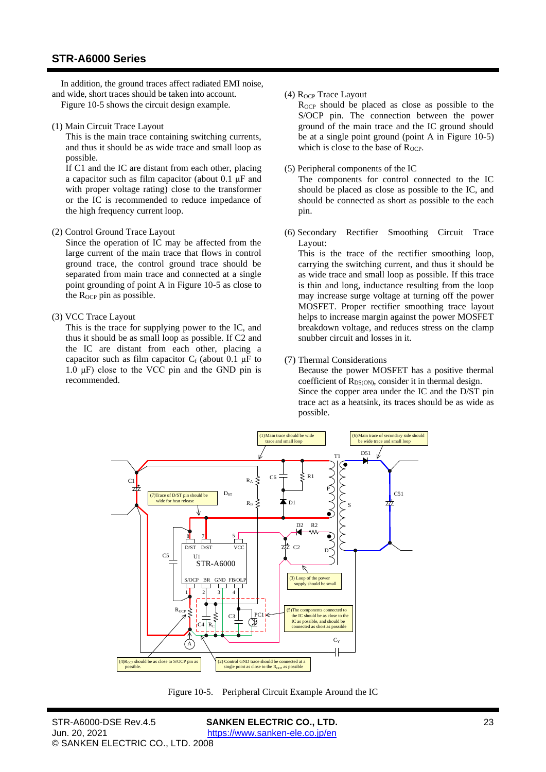In addition, the ground traces affect radiated EMI noise, and wide, short traces should be taken into account.

Figure 10-5 shows the circuit design example.

(1) Main Circuit Trace Layout

This is the main trace containing switching currents, and thus it should be as wide trace and small loop as possible.

If C1 and the IC are distant from each other, placing a capacitor such as film capacitor (about 0.1 μF and with proper voltage rating) close to the transformer or the IC is recommended to reduce impedance of the high frequency current loop.

(2) Control Ground Trace Layout

Since the operation of IC may be affected from the large current of the main trace that flows in control ground trace, the control ground trace should be separated from main trace and connected at a single point grounding of point A in Figure 10-5 as close to the $R_{OCP}$ pin as possible.

(3) VCC Trace Layout

This is the trace for supplying power to the IC, and thus it should be as small loop as possible. If C2 and the IC are distant from each other, placing a capacitor such as film capacitor $C_f$ (about 0.1 μF to 1.0 μF) close to the VCC pin and the GND pin is recommended.

(4) $R_{OCP}$ Trace Layout

$R_{OCP}$ should be placed as close as possible to the S/OCP pin. The connection between the power ground of the main trace and the IC ground should be at a single point ground (point A in Figure 10-5) which is close to the base of $R_{OCP}$.

(5) Peripheral components of the IC

The components for control connected to the IC should be placed as close as possible to the IC, and should be connected as short as possible to the each pin.

(6) Secondary Rectifier Smoothing Circuit Trace Layout:

This is the trace of the rectifier smoothing loop, carrying the switching current, and thus it should be as wide trace and small loop as possible. If this trace is thin and long, inductance resulting from the loop may increase surge voltage at turning off the power MOSFET. Proper rectifier smoothing trace layout helps to increase margin against the power MOSFET breakdown voltage, and reduces stress on the clamp snubber circuit and losses in it.

(7) Thermal Considerations

Because the power MOSFET has a positive thermal coefficient of $R_{DS(ON)}$, consider it in thermal design.

Since the copper area under the IC and the D/ST pin trace act as a heatsink, its traces should be as wide as possible.

Figure 10-5. Peripheral Circuit Example Around the IC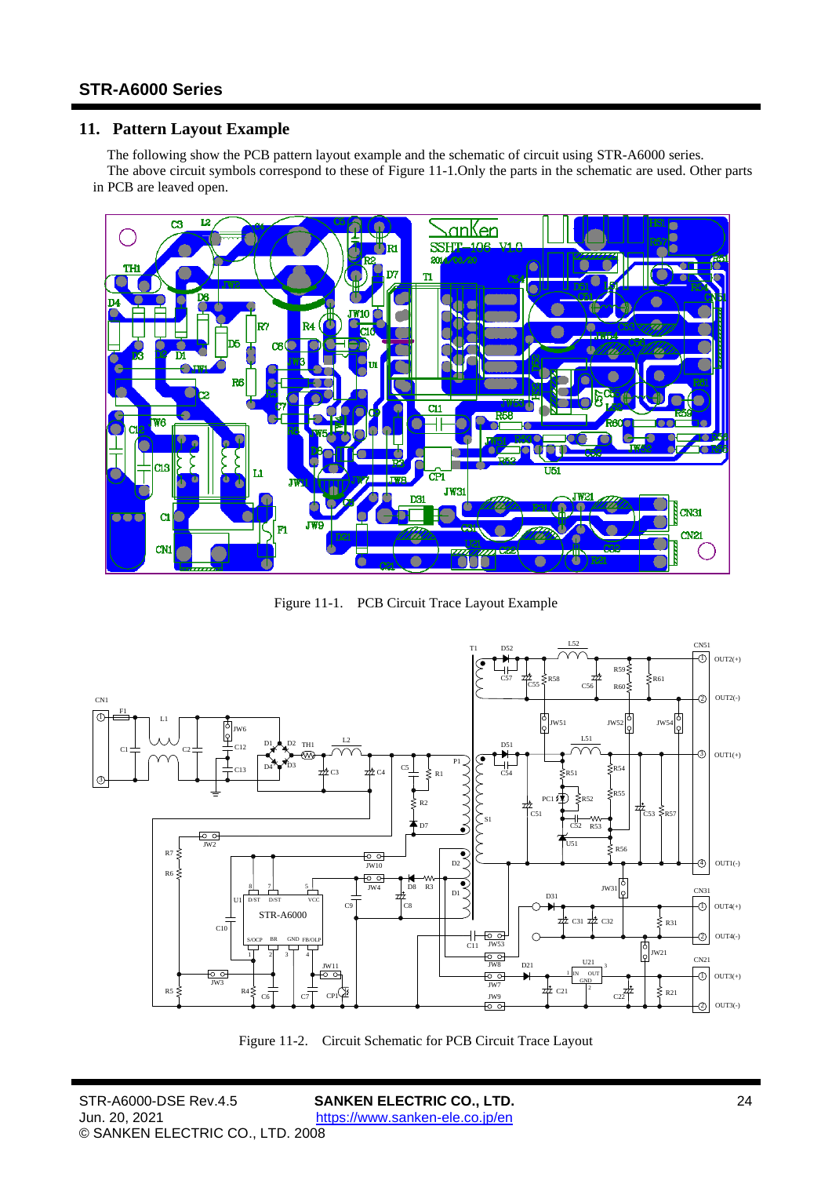## 11. Pattern Layout Example

The following show the PCB pattern layout example and the schematic of circuit using STR-A6000 series.
The above circuit symbols correspond to these of Figure 11-1.Only the parts in the schematic are used. Other parts in PCB are leaved open.

Figure 11-1. PCB Circuit Trace Layout Example

Figure 11-2. Circuit Schematic for PCB Circuit Trace Layout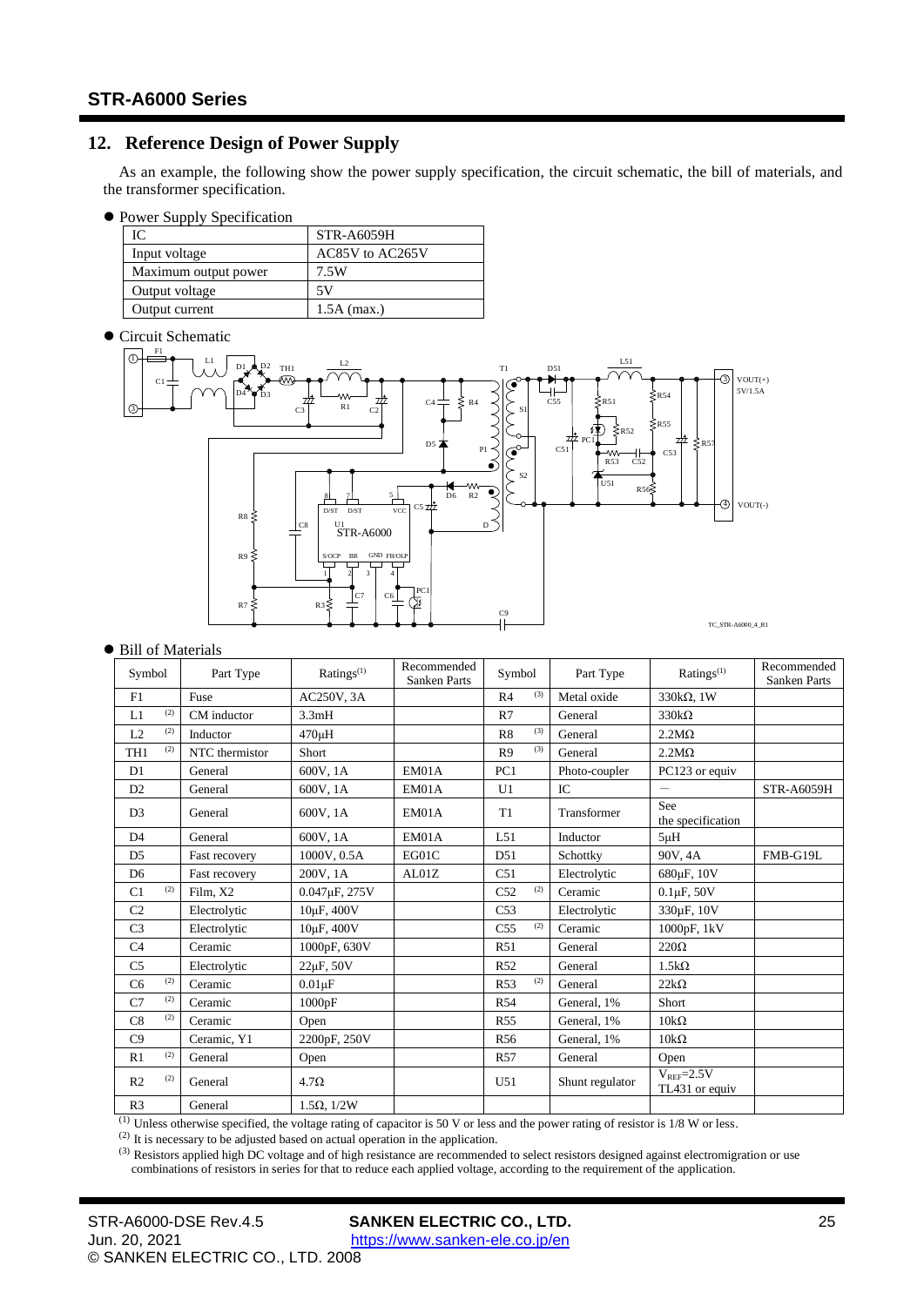## 12. Reference Design of Power Supply

As an example, the following show the power supply specification, the circuit schematic, the bill of materials, and the transformer specification.

- Power Supply Specification

| IC | STR-A6059H |
|---|---|
| Input voltage | AC85V to AC265V |
| Maximum output power | 7.5W |
| Output voltage | 5V |
| Output current | 1.5A (max.) |

- Circuit Schematic

- Bill of Materials

| Symbol | | Part Type | Ratings(1) | Recommended Sanken Parts | Symbol | | Part Type | Ratings(1) | Recommended Sanken Parts |
|---|---|---|---|---|---|---|---|---|---|
| F1 | | Fuse | AC250V, 3A | | R4 | (3) | Metal oxide | 330kΩ, 1W | |
| L1 | (2) | CM inductor | 3.3mH | | R7 | | General | 330kΩ | |
| L2 | (2) | Inductor | 470μH | | R8 | (3) | General | 2.2MΩ | |
| TH1 | (2) | NTC thermistor | Short | | R9 | (3) | General | 2.2MΩ | |
| D1 | | General | 600V, 1A | EM01A | PC1 | | Photo-coupler | PC123 or equiv | |
| D2 | | General | 600V, 1A | EM01A | U1 | | IC | － | STR-A6059H |
| D3 | | General | 600V, 1A | EM01A | T1 | | Transformer | See the specification | |
| D4 | | General | 600V, 1A | EM01A | L51 | | Inductor | 5μH | |
| D5 | | Fast recovery | 1000V, 0.5A | EG01C | D51 | | Schottky | 90V, 4A | FMB-G19L |
| D6 | | Fast recovery | 200V, 1A | AL01Z | C51 | | Electrolytic | 680μF, 10V | |
| C1 | (2) | Film, X2 | 0.047μF, 275V | | C52 | (2) | Ceramic | 0.1μF, 50V | |
| C2 | | Electrolytic | 10μF, 400V | | C53 | | Electrolytic | 330μF, 10V | |
| C3 | | Electrolytic | 10μF, 400V | | C55 | (2) | Ceramic | 1000pF, 1kV | |
| C4 | | Ceramic | 1000pF, 630V | | R51 | | General | 220Ω | |
| C5 | | Electrolytic | 22μF, 50V | | R52 | | General | 1.5kΩ | |
| C6 | (2) | Ceramic | 0.01μF | | R53 | (2) | General | 22kΩ | |
| C7 | (2) | Ceramic | 1000pF | | R54 | | General, 1% | Short | |
| C8 | (2) | Ceramic | Open | | R55 | | General, 1% | 10kΩ | |
| C9 | | Ceramic, Y1 | 2200pF, 250V | | R56 | | General, 1% | 10kΩ | |
| R1 | (2) | General | Open | | R57 | | General | Open | |
| R2 | (2) | General | 4.7Ω | | U51 | | Shunt regulator | $V_{REF}$=2.5V TL431 or equiv | |
| R3 | | General | 1.5Ω, 1/2W | | | | | | |

(1) Unless otherwise specified, the voltage rating of capacitor is 50 V or less and the power rating of resistor is 1/8 W or less.

(2) It is necessary to be adjusted based on actual operation in the application.

(3) Resistors applied high DC voltage and of high resistance are recommended to select resistors designed against electromigration or use combinations of resistors in series for that to reduce each applied voltage, according to the requirement of the application.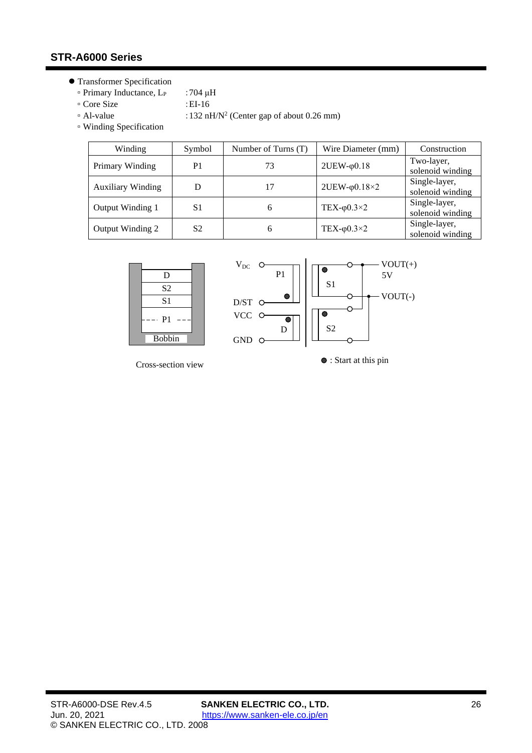- Transformer Specification
  - Primary Inductance, $L_P$ : 704 μH
  - Core Size : EI-16
  - Al-value : 132 nH/$N^2$ (Center gap of about 0.26 mm)
  - Winding Specification

| Winding | Symbol | Number of Turns (T) | Wire Diameter (mm) | Construction |
|---|---|---|---|---|
| Primary Winding | P1 | 73 | 2UEW-φ0.18 | Two-layer, solenoid winding |
| Auxiliary Winding | D | 17 | 2UEW-φ0.18×2 | Single-layer, solenoid winding |
| Output Winding 1 | S1 | 6 | TEX-φ0.3×2 | Single-layer, solenoid winding |
| Output Winding 2 | S2 | 6 | TEX-φ0.3×2 | Single-layer, solenoid winding |

Cross-section view

●: Start at this pin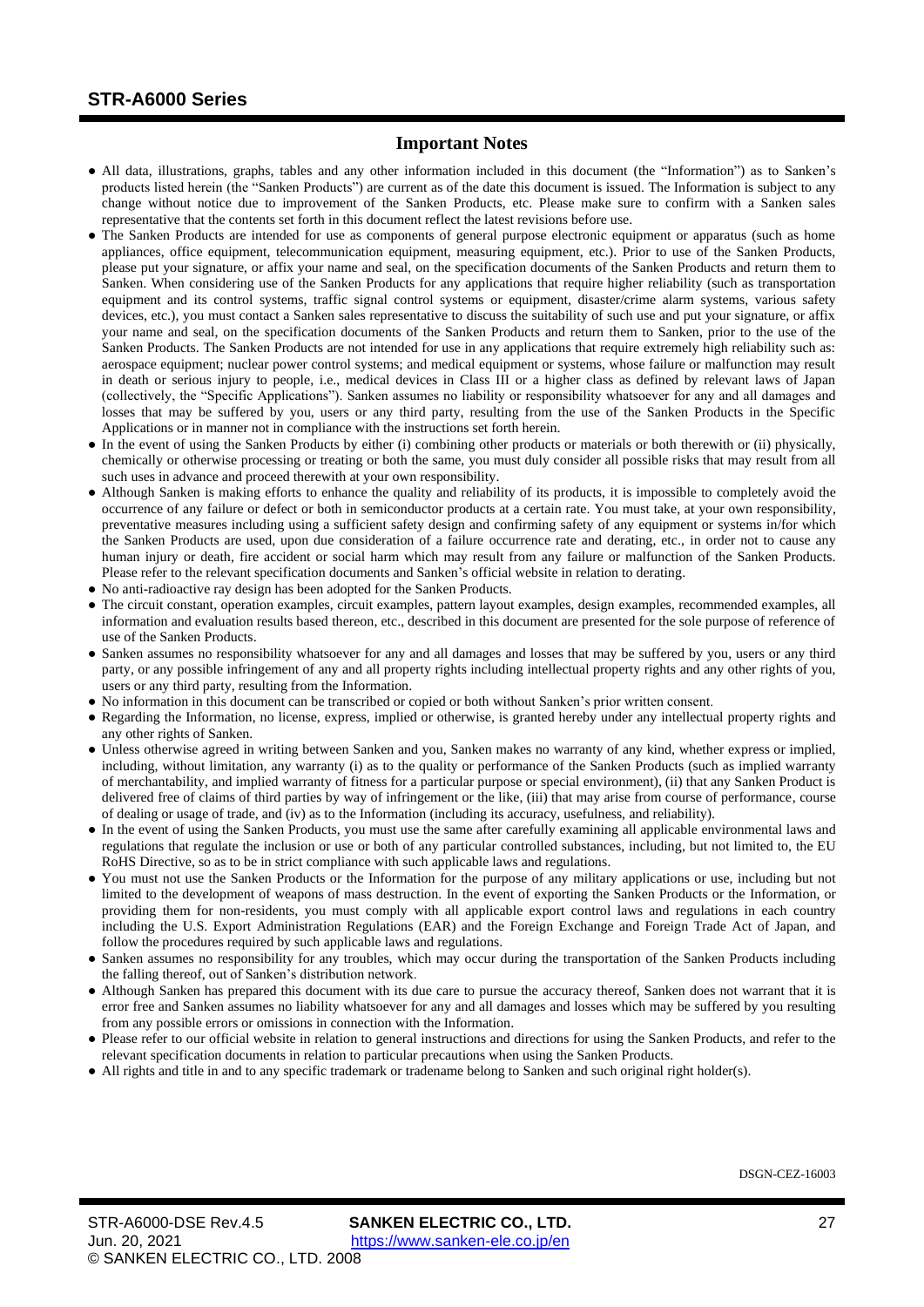## Important Notes

- All data, illustrations, graphs, tables and any other information included in this document (the "Information") as to Sanken's products listed herein (the "Sanken Products") are current as of the date this document is issued. The Information is subject to any change without notice due to improvement of the Sanken Products, etc. Please make sure to confirm with a Sanken sales representative that the contents set forth in this document reflect the latest revisions before use.
- The Sanken Products are intended for use as components of general purpose electronic equipment or apparatus (such as home appliances, office equipment, telecommunication equipment, measuring equipment, etc.). Prior to use of the Sanken Products, please put your signature, or affix your name and seal, on the specification documents of the Sanken Products and return them to Sanken. When considering use of the Sanken Products for any applications that require higher reliability (such as transportation equipment and its control systems, traffic signal control systems or equipment, disaster/crime alarm systems, various safety devices, etc.), you must contact a Sanken sales representative to discuss the suitability of such use and put your signature, or affix your name and seal, on the specification documents of the Sanken Products and return them to Sanken, prior to the use of the Sanken Products. The Sanken Products are not intended for use in any applications that require extremely high reliability such as: aerospace equipment; nuclear power control systems; and medical equipment or systems, whose failure or malfunction may result in death or serious injury to people, i.e., medical devices in Class III or a higher class as defined by relevant laws of Japan (collectively, the "Specific Applications"). Sanken assumes no liability or responsibility whatsoever for any and all damages and losses that may be suffered by you, users or any third party, resulting from the use of the Sanken Products in the Specific Applications or in manner not in compliance with the instructions set forth herein.
- In the event of using the Sanken Products by either (i) combining other products or materials or both therewith or (ii) physically, chemically or otherwise processing or treating or both the same, you must duly consider all possible risks that may result from all such uses in advance and proceed therewith at your own responsibility.
- Although Sanken is making efforts to enhance the quality and reliability of its products, it is impossible to completely avoid the occurrence of any failure or defect or both in semiconductor products at a certain rate. You must take, at your own responsibility, preventative measures including using a sufficient safety design and confirming safety of any equipment or systems in/for which the Sanken Products are used, upon due consideration of a failure occurrence rate and derating, etc., in order not to cause any human injury or death, fire accident or social harm which may result from any failure or malfunction of the Sanken Products. Please refer to the relevant specification documents and Sanken's official website in relation to derating.
- No anti-radioactive ray design has been adopted for the Sanken Products.
- The circuit constant, operation examples, circuit examples, pattern layout examples, design examples, recommended examples, all information and evaluation results based thereon, etc., described in this document are presented for the sole purpose of reference of use of the Sanken Products.
- Sanken assumes no responsibility whatsoever for any and all damages and losses that may be suffered by you, users or any third party, or any possible infringement of any and all property rights including intellectual property rights and any other rights of you, users or any third party, resulting from the Information.
- No information in this document can be transcribed or copied or both without Sanken's prior written consent.
- Regarding the Information, no license, express, implied or otherwise, is granted hereby under any intellectual property rights and any other rights of Sanken.
- Unless otherwise agreed in writing between Sanken and you, Sanken makes no warranty of any kind, whether express or implied, including, without limitation, any warranty (i) as to the quality or performance of the Sanken Products (such as implied warranty of merchantability, and implied warranty of fitness for a particular purpose or special environment), (ii) that any Sanken Product is delivered free of claims of third parties by way of infringement or the like, (iii) that may arise from course of performance, course of dealing or usage of trade, and (iv) as to the Information (including its accuracy, usefulness, and reliability).
- In the event of using the Sanken Products, you must use the same after carefully examining all applicable environmental laws and regulations that regulate the inclusion or use or both of any particular controlled substances, including, but not limited to, the EU RoHS Directive, so as to be in strict compliance with such applicable laws and regulations.
- You must not use the Sanken Products or the Information for the purpose of any military applications or use, including but not limited to the development of weapons of mass destruction. In the event of exporting the Sanken Products or the Information, or providing them for non-residents, you must comply with all applicable export control laws and regulations in each country including the U.S. Export Administration Regulations (EAR) and the Foreign Exchange and Foreign Trade Act of Japan, and follow the procedures required by such applicable laws and regulations.
- Sanken assumes no responsibility for any troubles, which may occur during the transportation of the Sanken Products including the falling thereof, out of Sanken's distribution network.
- Although Sanken has prepared this document with its due care to pursue the accuracy thereof, Sanken does not warrant that it is error free and Sanken assumes no liability whatsoever for any and all damages and losses which may be suffered by you resulting from any possible errors or omissions in connection with the Information.
- Please refer to our official website in relation to general instructions and directions for using the Sanken Products, and refer to the relevant specification documents in relation to particular precautions when using the Sanken Products.
- All rights and title in and to any specific trademark or tradename belong to Sanken and such original right holder(s).

DSGN-CEZ-16003